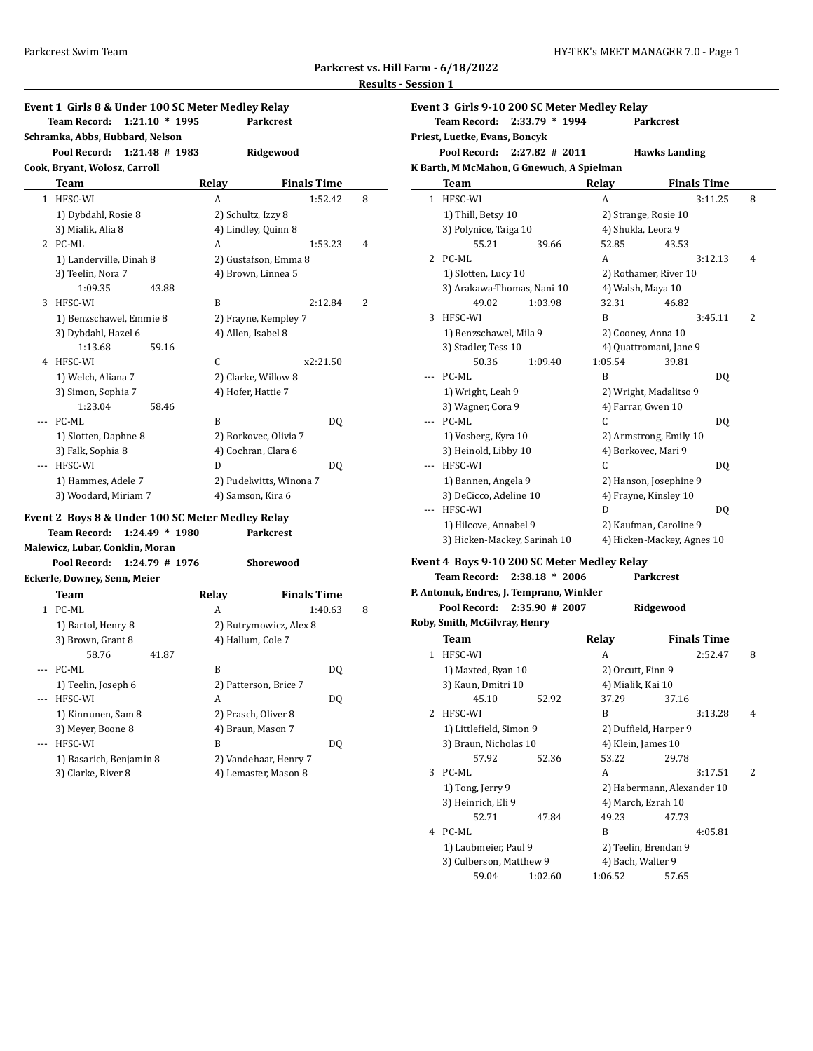**Parkcrest vs. Hill Farm - 6/18/2022**

**Results - Session 1**

### Event 1 Girls 8 & Under 100 SC Meter Medley Relay

**Team Record: 1:21.10 * 1995 Parkcrest**
**Schramka, Abbs, Hubbard, Nelson**
**Pool Record: 1:21.48 # 1983 Ridgewood**
**Cook, Bryant, Wolosz, Carroll**

| | Team | Relay | Finals Time | |
|---|---|---|---|---|
| 1 | HFSC-WI | A | 1:52.42 | 8 |
| | 1) Dybdahl, Rosie 8 | 2) Schultz, Izzy 8 | | |
| | 3) Mialik, Alia 8 | 4) Lindley, Quinn 8 | | |
| 2 | PC-ML | A | 1:53.23 | 4 |
| | 1) Landerville, Dinah 8 | 2) Gustafson, Emma 8 | | |
| | 3) Teelin, Nora 7 | 4) Brown, Linnea 5 | | |
| | 1:09.35 43.88 | | | |
| 3 | HFSC-WI | B | 2:12.84 | 2 |
| | 1) Benzschawel, Emmie 8 | 2) Frayne, Kempley 7 | | |
| | 3) Dybdahl, Hazel 6 | 4) Allen, Isabel 8 | | |
| | 1:13.68 59.16 | | | |
| 4 | HFSC-WI | C | x2:21.50 | |
| | 1) Welch, Aliana 7 | 2) Clarke, Willow 8 | | |
| | 3) Simon, Sophia 7 | 4) Hofer, Hattie 7 | | |
| | 1:23.04 58.46 | | | |
| --- | PC-ML | B | DQ | |
| | 1) Slotten, Daphne 8 | 2) Borkovec, Olivia 7 | | |
| | 3) Falk, Sophia 8 | 4) Cochran, Clara 6 | | |
| --- | HFSC-WI | D | DQ | |
| | 1) Hammes, Adele 7 | 2) Pudelwitts, Winona 7 | | |
| | 3) Woodard, Miriam 7 | 4) Samson, Kira 6 | | |

### Event 2 Boys 8 & Under 100 SC Meter Medley Relay

**Team Record: 1:24.49 * 1980 Parkcrest**
**Malewicz, Lubar, Conklin, Moran**
**Pool Record: 1:24.79 # 1976 Shorewood**
**Eckerle, Downey, Senn, Meier**

| | Team | Relay | Finals Time | |
|---|---|---|---|---|
| 1 | PC-ML | A | 1:40.63 | 8 |
| | 1) Bartol, Henry 8 | 2) Butrymowicz, Alex 8 | | |
| | 3) Brown, Grant 8 | 4) Hallum, Cole 7 | | |
| | 58.76 41.87 | | | |
| --- | PC-ML | B | DQ | |
| | 1) Teelin, Joseph 6 | 2) Patterson, Brice 7 | | |
| --- | HFSC-WI | A | DQ | |
| | 1) Kinnunen, Sam 8 | 2) Prasch, Oliver 8 | | |
| | 3) Meyer, Boone 8 | 4) Braun, Mason 7 | | |
| --- | HFSC-WI | B | DQ | |
| | 1) Basarich, Benjamin 8 | 2) Vandehaar, Henry 7 | | |
| | 3) Clarke, River 8 | 4) Lemaster, Mason 8 | | |

### Event 3 Girls 9-10 200 SC Meter Medley Relay

**Team Record: 2:33.79 * 1994 Parkcrest**
**Priest, Luetke, Evans, Boncyk**
**Pool Record: 2:27.82 # 2011 Hawks Landing**
**K Barth, M McMahon, G Gnewuch, A Spielman**

| | Team | Relay | Finals Time | |
|---|---|---|---|---|
| 1 | HFSC-WI | A | 3:11.25 | 8 |
| | 1) Thill, Betsy 10 | 2) Strange, Rosie 10 | | |
| | 3) Polynice, Taiga 10 | 4) Shukla, Leora 9 | | |
| | 55.21 39.66 | 52.85 43.53 | | |
| 2 | PC-ML | A | 3:12.13 | 4 |
| | 1) Slotten, Lucy 10 | 2) Rothamer, River 10 | | |
| | 3) Arakawa-Thomas, Nani 10 | 4) Walsh, Maya 10 | | |
| | 49.02 1:03.98 | 32.31 46.82 | | |
| 3 | HFSC-WI | B | 3:45.11 | 2 |
| | 1) Benzschawel, Mila 9 | 2) Cooney, Anna 10 | | |
| | 3) Stadler, Tess 10 | 4) Quattromani, Jane 9 | | |
| | 50.36 1:09.40 | 1:05.54 39.81 | | |
| --- | PC-ML | B | DQ | |
| | 1) Wright, Leah 9 | 2) Wright, Madalitso 9 | | |
| | 3) Wagner, Cora 9 | 4) Farrar, Gwen 10 | | |
| --- | PC-ML | C | DQ | |
| | 1) Vosberg, Kyra 10 | 2) Armstrong, Emily 10 | | |
| | 3) Heinold, Libby 10 | 4) Borkovec, Mari 9 | | |
| --- | HFSC-WI | C | DQ | |
| | 1) Bannen, Angela 9 | 2) Hanson, Josephine 9 | | |
| | 3) DeCicco, Adeline 10 | 4) Frayne, Kinsley 10 | | |
| --- | HFSC-WI | D | DQ | |
| | 1) Hilcove, Annabel 9 | 2) Kaufman, Caroline 9 | | |
| | 3) Hicken-Mackey, Sarinah 10 | 4) Hicken-Mackey, Agnes 10 | | |

### Event 4 Boys 9-10 200 SC Meter Medley Relay

**Team Record: 2:38.18 * 2006 Parkcrest**
**P. Antonuk, Endres, J. Temprano, Winkler**
**Pool Record: 2:35.90 # 2007 Ridgewood**
**Roby, Smith, McGilvray, Henry**

| | Team | Relay | Finals Time | |
|---|---|---|---|---|
| 1 | HFSC-WI | A | 2:52.47 | 8 |
| | 1) Maxted, Ryan 10 | 2) Orcutt, Finn 9 | | |
| | 3) Kaun, Dmitri 10 | 4) Mialik, Kai 10 | | |
| | 45.10 52.92 | 37.29 37.16 | | |
| 2 | HFSC-WI | B | 3:13.28 | 4 |
| | 1) Littlefield, Simon 9 | 2) Duffield, Harper 9 | | |
| | 3) Braun, Nicholas 10 | 4) Klein, James 10 | | |
| | 57.92 52.36 | 53.22 29.78 | | |
| 3 | PC-ML | A | 3:17.51 | 2 |
| | 1) Tong, Jerry 9 | 2) Habermann, Alexander 10 | | |
| | 3) Heinrich, Eli 9 | 4) March, Ezrah 10 | | |
| | 52.71 47.84 | 49.23 47.73 | | |
| 4 | PC-ML | B | 4:05.81 | |
| | 1) Laubmeier, Paul 9 | 2) Teelin, Brendan 9 | | |
| | 3) Culberson, Matthew 9 | 4) Bach, Walter 9 | | |
| | 59.04 1:02.60 | 1:06.52 57.65 | | |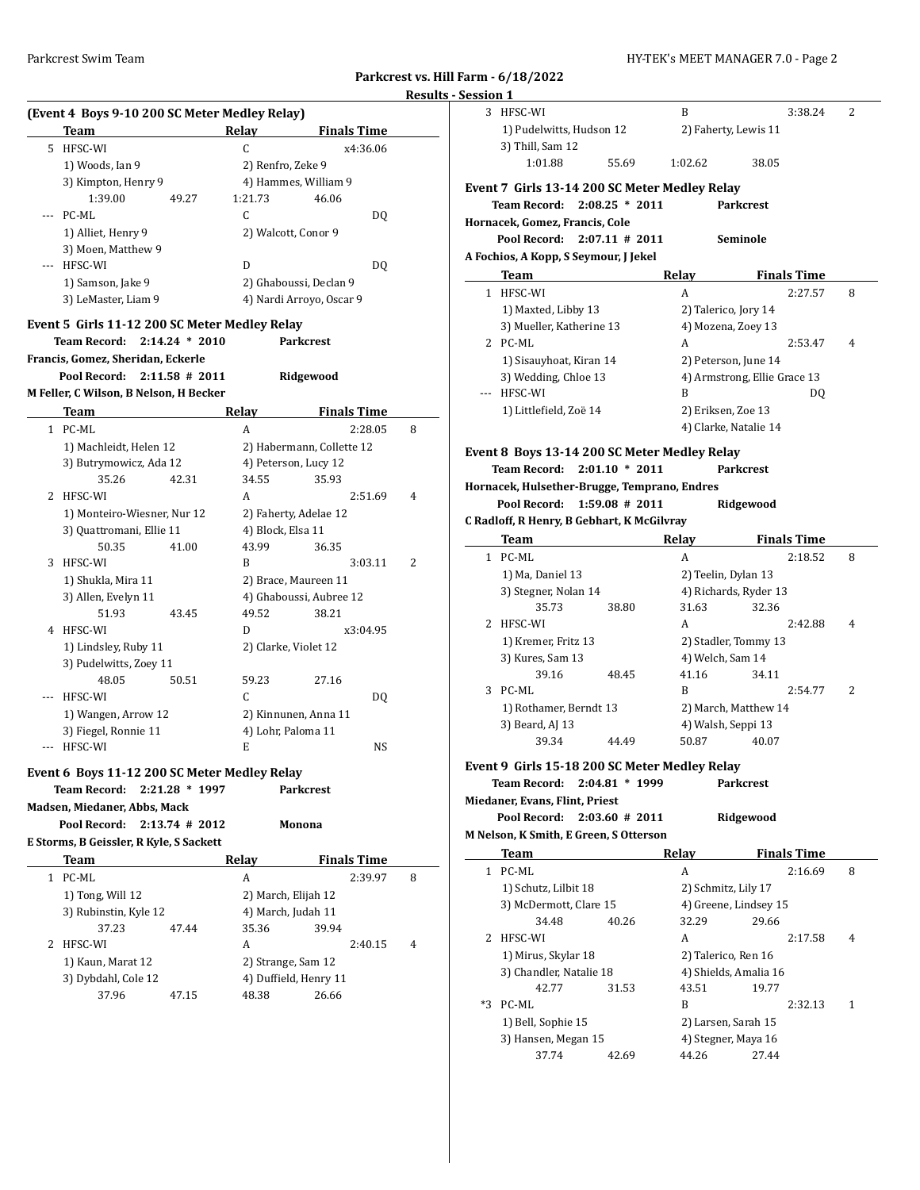## Parkcrest vs. Hill Farm - 6/18/2022

### Results - Session 1

#### (Event 4 Boys 9-10 200 SC Meter Medley Relay)

| | Team | Relay | Finals Time | |
|---|---|---|---|---|
| 5 | HFSC-WI | C | x4:36.06 | |
| | 1) Woods, Ian 9 | 2) Renfro, Zeke 9 | | |
| | 3) Kimpton, Henry 9 | 4) Hammes, William 9 | | |
| | 1:39.00 49.27 | 1:21.73 46.06 | | |
| --- | PC-ML | C | DQ | |
| | 1) Alliet, Henry 9 | 2) Walcott, Conor 9 | | |
| | 3) Moen, Matthew 9 | | | |
| --- | HFSC-WI | D | DQ | |
| | 1) Samson, Jake 9 | 2) Ghaboussi, Declan 9 | | |
| | 3) LeMaster, Liam 9 | 4) Nardi Arroyo, Oscar 9 | | |

#### Event 5 Girls 11-12 200 SC Meter Medley Relay

**Team Record: 2:14.24 * 2010 Parkcrest**
**Francis, Gomez, Sheridan, Eckerle**
**Pool Record: 2:11.58 # 2011 Ridgewood**
**M Feller, C Wilson, B Nelson, H Becker**

| | Team | Relay | Finals Time | |
|---|---|---|---|---|
| 1 | PC-ML | A | 2:28.05 | 8 |
| | 1) Machleidt, Helen 12 | 2) Habermann, Collette 12 | | |
| | 3) Butrymowicz, Ada 12 | 4) Peterson, Lucy 12 | | |
| | 35.26 42.31 | 34.55 35.93 | | |
| 2 | HFSC-WI | A | 2:51.69 | 4 |
| | 1) Monteiro-Wiesner, Nur 12 | 2) Faherty, Adelae 12 | | |
| | 3) Quattromani, Ellie 11 | 4) Block, Elsa 11 | | |
| | 50.35 41.00 | 43.99 36.35 | | |
| 3 | HFSC-WI | B | 3:03.11 | 2 |
| | 1) Shukla, Mira 11 | 2) Brace, Maureen 11 | | |
| | 3) Allen, Evelyn 11 | 4) Ghaboussi, Aubree 12 | | |
| | 51.93 43.45 | 49.52 38.21 | | |
| 4 | HFSC-WI | D | x3:04.95 | |
| | 1) Lindsley, Ruby 11 | 2) Clarke, Violet 12 | | |
| | 3) Pudelwitts, Zoey 11 | | | |
| | 48.05 50.51 | 59.23 27.16 | | |
| --- | HFSC-WI | C | DQ | |
| | 1) Wangen, Arrow 12 | 2) Kinnunen, Anna 11 | | |
| | 3) Fiegel, Ronnie 11 | 4) Lohr, Paloma 11 | | |
| --- | HFSC-WI | E | NS | |

#### Event 6 Boys 11-12 200 SC Meter Medley Relay

**Team Record: 2:21.28 * 1997 Parkcrest**
**Madsen, Miedaner, Abbs, Mack**
**Pool Record: 2:13.74 # 2012 Monona**
**E Storms, B Geissler, R Kyle, S Sackett**

| | Team | Relay | Finals Time | |
|---|---|---|---|---|
| 1 | PC-ML | A | 2:39.97 | 8 |
| | 1) Tong, Will 12 | 2) March, Elijah 12 | | |
| | 3) Rubinstin, Kyle 12 | 4) March, Judah 11 | | |
| | 37.23 47.44 | 35.36 39.94 | | |
| 2 | HFSC-WI | A | 2:40.15 | 4 |
| | 1) Kaun, Marat 12 | 2) Strange, Sam 12 | | |
| | 3) Dybdahl, Cole 12 | 4) Duffield, Henry 11 | | |
| | 37.96 47.15 | 48.38 26.66 | | |
| 3 | HFSC-WI | B | 3:38.24 | 2 |
| | 1) Pudelwitts, Hudson 12 | 2) Faherty, Lewis 11 | | |
| | 3) Thill, Sam 12 | | | |
| | 1:01.88 55.69 | 1:02.62 38.05 | | |

#### Event 7 Girls 13-14 200 SC Meter Medley Relay

**Team Record: 2:08.25 * 2011 Parkcrest**
**Hornacek, Gomez, Francis, Cole**
**Pool Record: 2:07.11 # 2011 Seminole**
**A Fochios, A Kopp, S Seymour, J Jekel**

| | Team | Relay | Finals Time | |
|---|---|---|---|---|
| 1 | HFSC-WI | A | 2:27.57 | 8 |
| | 1) Maxted, Libby 13 | 2) Talerico, Jory 14 | | |
| | 3) Mueller, Katherine 13 | 4) Mozena, Zoey 13 | | |
| 2 | PC-ML | A | 2:53.47 | 4 |
| | 1) Sisauyhoat, Kiran 14 | 2) Peterson, June 14 | | |
| | 3) Wedding, Chloe 13 | 4) Armstrong, Ellie Grace 13 | | |
| --- | HFSC-WI | B | DQ | |
| | 1) Littlefield, Zoë 14 | 2) Eriksen, Zoe 13 | | |
| | | 4) Clarke, Natalie 14 | | |

#### Event 8 Boys 13-14 200 SC Meter Medley Relay

**Team Record: 2:01.10 * 2011 Parkcrest**
**Hornacek, Hulsether-Brugge, Temprano, Endres**
**Pool Record: 1:59.08 # 2011 Ridgewood**
**C Radloff, R Henry, B Gebhart, K McGilvray**

| | Team | Relay | Finals Time | |
|---|---|---|---|---|
| 1 | PC-ML | A | 2:18.52 | 8 |
| | 1) Ma, Daniel 13 | 2) Teelin, Dylan 13 | | |
| | 3) Stegner, Nolan 14 | 4) Richards, Ryder 13 | | |
| | 35.73 38.80 | 31.63 32.36 | | |
| 2 | HFSC-WI | A | 2:42.88 | 4 |
| | 1) Kremer, Fritz 13 | 2) Stadler, Tommy 13 | | |
| | 3) Kures, Sam 13 | 4) Welch, Sam 14 | | |
| | 39.16 48.45 | 41.16 34.11 | | |
| 3 | PC-ML | B | 2:54.77 | 2 |
| | 1) Rothamer, Berndt 13 | 2) March, Matthew 14 | | |
| | 3) Beard, AJ 13 | 4) Walsh, Seppi 13 | | |
| | 39.34 44.49 | 50.87 40.07 | | |

#### Event 9 Girls 15-18 200 SC Meter Medley Relay

**Team Record: 2:04.81 * 1999 Parkcrest**
**Miedaner, Evans, Flint, Priest**
**Pool Record: 2:03.60 # 2011 Ridgewood**
**M Nelson, K Smith, E Green, S Otterson**

| | Team | Relay | Finals Time | |
|---|---|---|---|---|
| 1 | PC-ML | A | 2:16.69 | 8 |
| | 1) Schutz, Lilbit 18 | 2) Schmitz, Lily 17 | | |
| | 3) McDermott, Clare 15 | 4) Greene, Lindsey 15 | | |
| | 34.48 40.26 | 32.29 29.66 | | |
| 2 | HFSC-WI | A | 2:17.58 | 4 |
| | 1) Mirus, Skylar 18 | 2) Talerico, Ren 16 | | |
| | 3) Chandler, Natalie 18 | 4) Shields, Amalia 16 | | |
| | 42.77 31.53 | 43.51 19.77 | | |
| *3 | PC-ML | B | 2:32.13 | 1 |
| | 1) Bell, Sophie 15 | 2) Larsen, Sarah 15 | | |
| | 3) Hansen, Megan 15 | 4) Stegner, Maya 16 | | |
| | 37.74 42.69 | 44.26 27.44 | | |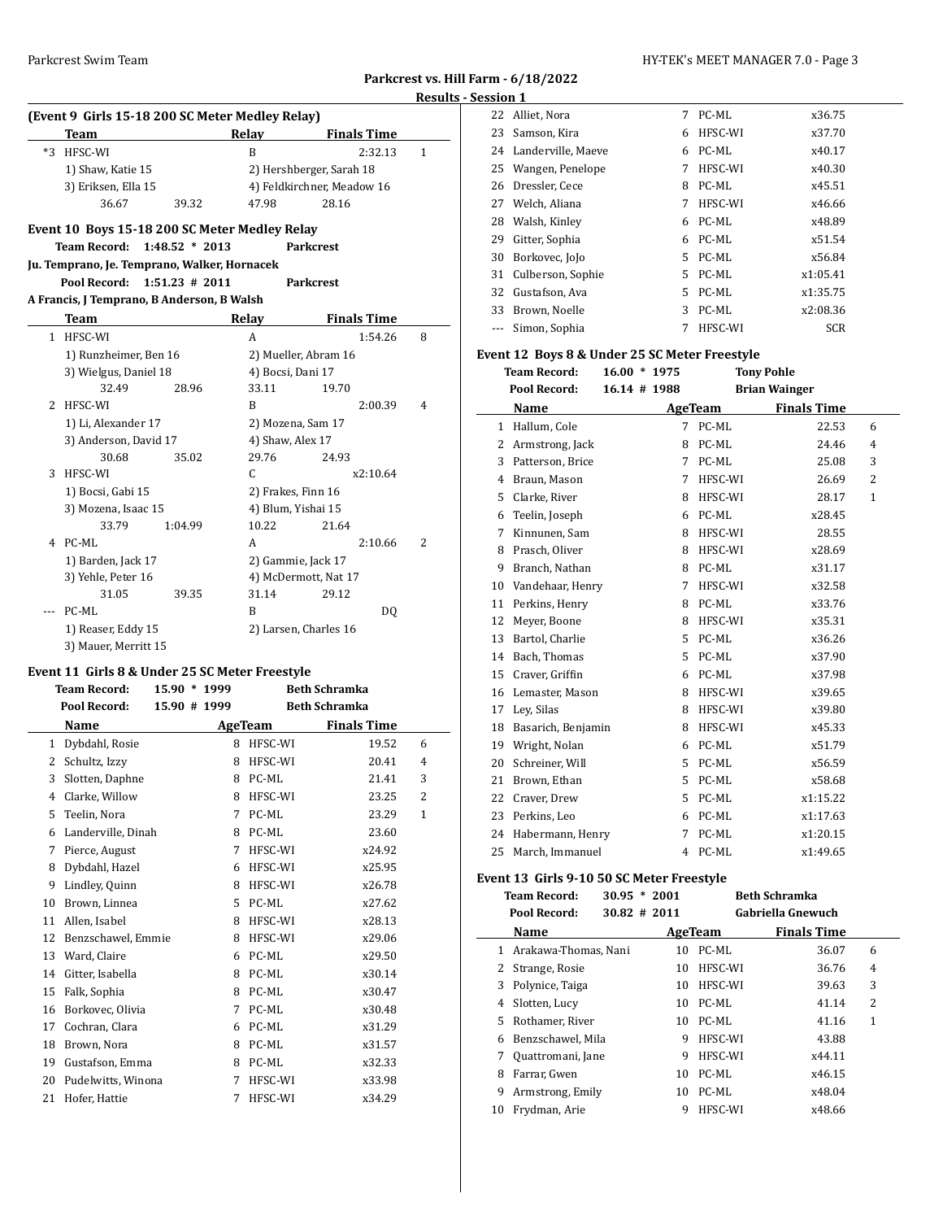**Parkcrest vs. Hill Farm - 6/18/2022**

**Results - Session 1**

### (Event 9 Girls 15-18 200 SC Meter Medley Relay)

| | Team | Relay | Finals Time | |
|---|---|---|---|---|
| *3 | HFSC-WI | B | 2:32.13 | 1 |
| | 1) Shaw, Katie 15 | 2) Hershberger, Sarah 18 | | |
| | 3) Eriksen, Ella 15 | 4) Feldkirchner, Meadow 16 | | |
| | 36.67 39.32 | 47.98 28.16 | | |

### Event 10 Boys 15-18 200 SC Meter Medley Relay

**Team Record:** 1:48.52 * 2013 **Parkcrest**
Ju. Temprano, Je. Temprano, Walker, Hornacek

**Pool Record:** 1:51.23 # 2011 **Parkcrest**
A Francis, J Temprano, B Anderson, B Walsh

| | Team | Relay | Finals Time | |
|---|---|---|---|---|
| 1 | HFSC-WI | A | 1:54.26 | 8 |
| | 1) Runzheimer, Ben 16 | 2) Mueller, Abram 16 | | |
| | 3) Wielgus, Daniel 18 | 4) Bocsi, Dani 17 | | |
| | 32.49 28.96 | 33.11 19.70 | | |
| 2 | HFSC-WI | B | 2:00.39 | 4 |
| | 1) Li, Alexander 17 | 2) Mozena, Sam 17 | | |
| | 3) Anderson, David 17 | 4) Shaw, Alex 17 | | |
| | 30.68 35.02 | 29.76 24.93 | | |
| 3 | HFSC-WI | C | x2:10.64 | |
| | 1) Bocsi, Gabi 15 | 2) Frakes, Finn 16 | | |
| | 3) Mozena, Isaac 15 | 4) Blum, Yishai 15 | | |
| | 33.79 1:04.99 | 10.22 21.64 | | |
| 4 | PC-ML | A | 2:10.66 | 2 |
| | 1) Barden, Jack 17 | 2) Gammie, Jack 17 | | |
| | 3) Yehle, Peter 16 | 4) McDermott, Nat 17 | | |
| | 31.05 39.35 | 31.14 29.12 | | |
| --- | PC-ML | B | DQ | |
| | 1) Reaser, Eddy 15 | 2) Larsen, Charles 16 | | |
| | 3) Mauer, Merritt 15 | | | |

### Event 11 Girls 8 & Under 25 SC Meter Freestyle

**Team Record:** 15.90 * 1999 **Beth Schramka**
**Pool Record:** 15.90 # 1999 **Beth Schramka**

| | Name | Age | Team | Finals Time | |
|---|---|---|---|---|---|
| 1 | Dybdahl, Rosie | 8 | HFSC-WI | 19.52 | 6 |
| 2 | Schultz, Izzy | 8 | HFSC-WI | 20.41 | 4 |
| 3 | Slotten, Daphne | 8 | PC-ML | 21.41 | 3 |
| 4 | Clarke, Willow | 8 | HFSC-WI | 23.25 | 2 |
| 5 | Teelin, Nora | 7 | PC-ML | 23.29 | 1 |
| 6 | Landerville, Dinah | 8 | PC-ML | 23.60 | |
| 7 | Pierce, August | 7 | HFSC-WI | x24.92 | |
| 8 | Dybdahl, Hazel | 6 | HFSC-WI | x25.95 | |
| 9 | Lindley, Quinn | 8 | HFSC-WI | x26.78 | |
| 10 | Brown, Linnea | 5 | PC-ML | x27.62 | |
| 11 | Allen, Isabel | 8 | HFSC-WI | x28.13 | |
| 12 | Benzschawel, Emmie | 8 | HFSC-WI | x29.06 | |
| 13 | Ward, Claire | 6 | PC-ML | x29.50 | |
| 14 | Gitter, Isabella | 8 | PC-ML | x30.14 | |
| 15 | Falk, Sophia | 8 | PC-ML | x30.47 | |
| 16 | Borkovec, Olivia | 7 | PC-ML | x30.48 | |
| 17 | Cochran, Clara | 6 | PC-ML | x31.29 | |
| 18 | Brown, Nora | 8 | PC-ML | x31.57 | |
| 19 | Gustafson, Emma | 8 | PC-ML | x32.33 | |
| 20 | Pudelwitts, Winona | 7 | HFSC-WI | x33.98 | |
| 21 | Hofer, Hattie | 7 | HFSC-WI | x34.29 | |
| 22 | Alliet, Nora | 7 | PC-ML | x36.75 | |
| 23 | Samson, Kira | 6 | HFSC-WI | x37.70 | |
| 24 | Landerville, Maeve | 6 | PC-ML | x40.17 | |
| 25 | Wangen, Penelope | 7 | HFSC-WI | x40.30 | |
| 26 | Dressler, Cece | 8 | PC-ML | x45.51 | |
| 27 | Welch, Aliana | 7 | HFSC-WI | x46.66 | |
| 28 | Walsh, Kinley | 6 | PC-ML | x48.89 | |
| 29 | Gitter, Sophia | 6 | PC-ML | x51.54 | |
| 30 | Borkovec, JoJo | 5 | PC-ML | x56.84 | |
| 31 | Culberson, Sophie | 5 | PC-ML | x1:05.41 | |
| 32 | Gustafson, Ava | 5 | PC-ML | x1:35.75 | |
| 33 | Brown, Noelle | 3 | PC-ML | x2:08.36 | |
| --- | Simon, Sophia | 7 | HFSC-WI | SCR | |

### Event 12 Boys 8 & Under 25 SC Meter Freestyle

**Team Record:** 16.00 * 1975 **Tony Pohle**
**Pool Record:** 16.14 # 1988 **Brian Wainger**

| | Name | Age | Team | Finals Time | |
|---|---|---|---|---|---|
| 1 | Hallum, Cole | 7 | PC-ML | 22.53 | 6 |
| 2 | Armstrong, Jack | 8 | PC-ML | 24.46 | 4 |
| 3 | Patterson, Brice | 7 | PC-ML | 25.08 | 3 |
| 4 | Braun, Mason | 7 | HFSC-WI | 26.69 | 2 |
| 5 | Clarke, River | 8 | HFSC-WI | 28.17 | 1 |
| 6 | Teelin, Joseph | 6 | PC-ML | x28.45 | |
| 7 | Kinnunen, Sam | 8 | HFSC-WI | 28.55 | |
| 8 | Prasch, Oliver | 8 | HFSC-WI | x28.69 | |
| 9 | Branch, Nathan | 8 | PC-ML | x31.17 | |
| 10 | Vandehaar, Henry | 7 | HFSC-WI | x32.58 | |
| 11 | Perkins, Henry | 8 | PC-ML | x33.76 | |
| 12 | Meyer, Boone | 8 | HFSC-WI | x35.31 | |
| 13 | Bartol, Charlie | 5 | PC-ML | x36.26 | |
| 14 | Bach, Thomas | 5 | PC-ML | x37.90 | |
| 15 | Craver, Griffin | 6 | PC-ML | x37.98 | |
| 16 | Lemaster, Mason | 8 | HFSC-WI | x39.65 | |
| 17 | Ley, Silas | 8 | HFSC-WI | x39.80 | |
| 18 | Basarich, Benjamin | 8 | HFSC-WI | x45.33 | |
| 19 | Wright, Nolan | 6 | PC-ML | x51.79 | |
| 20 | Schreiner, Will | 5 | PC-ML | x56.59 | |
| 21 | Brown, Ethan | 5 | PC-ML | x58.68 | |
| 22 | Craver, Drew | 5 | PC-ML | x1:15.22 | |
| 23 | Perkins, Leo | 6 | PC-ML | x1:17.63 | |
| 24 | Habermann, Henry | 7 | PC-ML | x1:20.15 | |
| 25 | March, Immanuel | 4 | PC-ML | x1:49.65 | |

### Event 13 Girls 9-10 50 SC Meter Freestyle

**Team Record:** 30.95 * 2001 **Beth Schramka**
**Pool Record:** 30.82 # 2011 **Gabriella Gnewuch**

| | Name | Age | Team | Finals Time | |
|---|---|---|---|---|---|
| 1 | Arakawa-Thomas, Nani | 10 | PC-ML | 36.07 | 6 |
| 2 | Strange, Rosie | 10 | HFSC-WI | 36.76 | 4 |
| 3 | Polynice, Taiga | 10 | HFSC-WI | 39.63 | 3 |
| 4 | Slotten, Lucy | 10 | PC-ML | 41.14 | 2 |
| 5 | Rothamer, River | 10 | PC-ML | 41.16 | 1 |
| 6 | Benzschawel, Mila | 9 | HFSC-WI | 43.88 | |
| 7 | Quattromani, Jane | 9 | HFSC-WI | x44.11 | |
| 8 | Farrar, Gwen | 10 | PC-ML | x46.15 | |
| 9 | Armstrong, Emily | 10 | PC-ML | x48.04 | |
| 10 | Frydman, Arie | 9 | HFSC-WI | x48.66 | |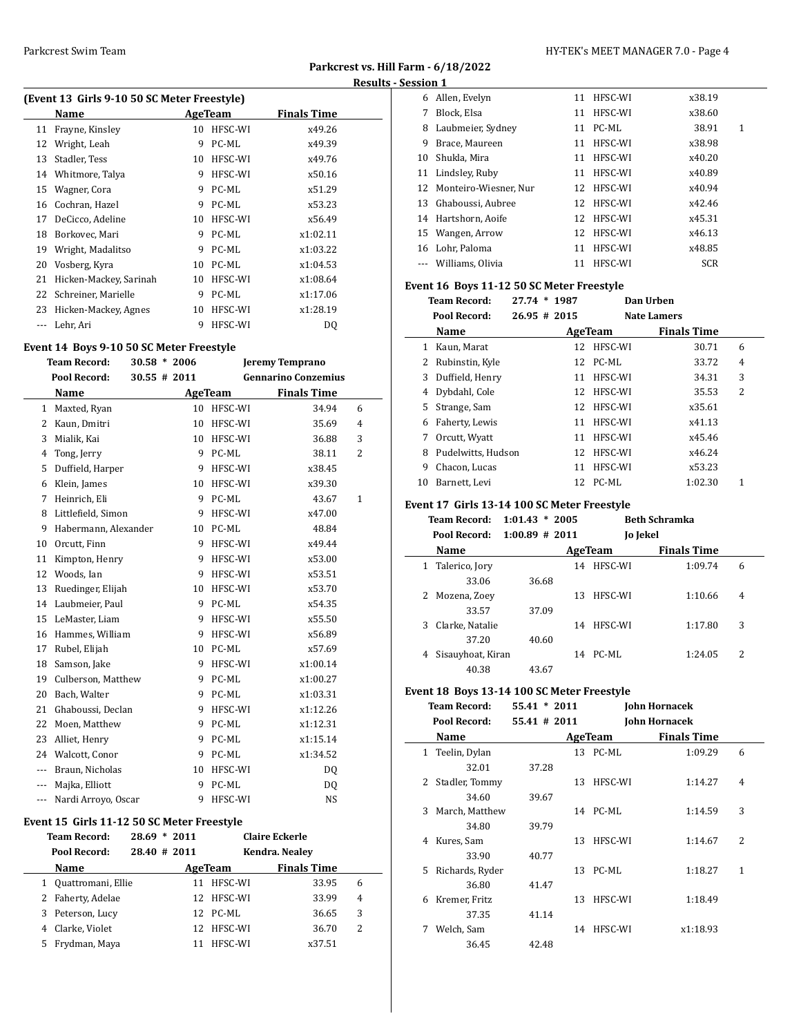## Parkcrest vs. Hill Farm - 6/18/2022

### Results - Session 1

**(Event 13 Girls 9-10 50 SC Meter Freestyle)**

| | Name | Age | Team | Finals Time | |
|---|---|---|---|---|---|
| 11 | Frayne, Kinsley | 10 | HFSC-WI | x49.26 | |
| 12 | Wright, Leah | 9 | PC-ML | x49.39 | |
| 13 | Stadler, Tess | 10 | HFSC-WI | x49.76 | |
| 14 | Whitmore, Talya | 9 | HFSC-WI | x50.16 | |
| 15 | Wagner, Cora | 9 | PC-ML | x51.29 | |
| 16 | Cochran, Hazel | 9 | PC-ML | x53.23 | |
| 17 | DeCicco, Adeline | 10 | HFSC-WI | x56.49 | |
| 18 | Borkovec, Mari | 9 | PC-ML | x1:02.11 | |
| 19 | Wright, Madalitso | 9 | PC-ML | x1:03.22 | |
| 20 | Vosberg, Kyra | 10 | PC-ML | x1:04.53 | |
| 21 | Hicken-Mackey, Sarinah | 10 | HFSC-WI | x1:08.64 | |
| 22 | Schreiner, Marielle | 9 | PC-ML | x1:17.06 | |
| 23 | Hicken-Mackey, Agnes | 10 | HFSC-WI | x1:28.19 | |
| --- | Lehr, Ari | 9 | HFSC-WI | DQ | |

### Event 14 Boys 9-10 50 SC Meter Freestyle

**Team Record:** 30.58 * 2006 Jeremy Temprano
**Pool Record:** 30.55 # 2011 Gennarino Conzemius

| | Name | Age | Team | Finals Time | |
|---|---|---|---|---|---|
| 1 | Maxted, Ryan | 10 | HFSC-WI | 34.94 | 6 |
| 2 | Kaun, Dmitri | 10 | HFSC-WI | 35.69 | 4 |
| 3 | Mialik, Kai | 10 | HFSC-WI | 36.88 | 3 |
| 4 | Tong, Jerry | 9 | PC-ML | 38.11 | 2 |
| 5 | Duffield, Harper | 9 | HFSC-WI | x38.45 | |
| 6 | Klein, James | 10 | HFSC-WI | x39.30 | |
| 7 | Heinrich, Eli | 9 | PC-ML | 43.67 | 1 |
| 8 | Littlefield, Simon | 9 | HFSC-WI | x47.00 | |
| 9 | Habermann, Alexander | 10 | PC-ML | 48.84 | |
| 10 | Orcutt, Finn | 9 | HFSC-WI | x49.44 | |
| 11 | Kimpton, Henry | 9 | HFSC-WI | x53.00 | |
| 12 | Woods, Ian | 9 | HFSC-WI | x53.51 | |
| 13 | Ruedinger, Elijah | 10 | HFSC-WI | x53.70 | |
| 14 | Laubmeier, Paul | 9 | PC-ML | x54.35 | |
| 15 | LeMaster, Liam | 9 | HFSC-WI | x55.50 | |
| 16 | Hammes, William | 9 | HFSC-WI | x56.89 | |
| 17 | Rubel, Elijah | 10 | PC-ML | x57.69 | |
| 18 | Samson, Jake | 9 | HFSC-WI | x1:00.14 | |
| 19 | Culberson, Matthew | 9 | PC-ML | x1:00.27 | |
| 20 | Bach, Walter | 9 | PC-ML | x1:03.31 | |
| 21 | Ghaboussi, Declan | 9 | HFSC-WI | x1:12.26 | |
| 22 | Moen, Matthew | 9 | PC-ML | x1:12.31 | |
| 23 | Alliet, Henry | 9 | PC-ML | x1:15.14 | |
| 24 | Walcott, Conor | 9 | PC-ML | x1:34.52 | |
| --- | Braun, Nicholas | 10 | HFSC-WI | DQ | |
| --- | Majka, Elliott | 9 | PC-ML | DQ | |
| --- | Nardi Arroyo, Oscar | 9 | HFSC-WI | NS | |

### Event 15 Girls 11-12 50 SC Meter Freestyle

**Team Record:** 28.69 * 2011 Claire Eckerle
**Pool Record:** 28.40 # 2011 Kendra. Nealey

| | Name | Age | Team | Finals Time | |
|---|---|---|---|---|---|
| 1 | Quattromani, Ellie | 11 | HFSC-WI | 33.95 | 6 |
| 2 | Faherty, Adelae | 12 | HFSC-WI | 33.99 | 4 |
| 3 | Peterson, Lucy | 12 | PC-ML | 36.65 | 3 |
| 4 | Clarke, Violet | 12 | HFSC-WI | 36.70 | 2 |
| 5 | Frydman, Maya | 11 | HFSC-WI | x37.51 | |
| 6 | Allen, Evelyn | 11 | HFSC-WI | x38.19 | |
| 7 | Block, Elsa | 11 | HFSC-WI | x38.60 | |
| 8 | Laubmeier, Sydney | 11 | PC-ML | 38.91 | 1 |
| 9 | Brace, Maureen | 11 | HFSC-WI | x38.98 | |
| 10 | Shukla, Mira | 11 | HFSC-WI | x40.20 | |
| 11 | Lindsley, Ruby | 11 | HFSC-WI | x40.89 | |
| 12 | Monteiro-Wiesner, Nur | 12 | HFSC-WI | x40.94 | |
| 13 | Ghaboussi, Aubree | 12 | HFSC-WI | x42.46 | |
| 14 | Hartshorn, Aoife | 12 | HFSC-WI | x45.31 | |
| 15 | Wangen, Arrow | 12 | HFSC-WI | x46.13 | |
| 16 | Lohr, Paloma | 11 | HFSC-WI | x48.85 | |
| --- | Williams, Olivia | 11 | HFSC-WI | SCR | |

### Event 16 Boys 11-12 50 SC Meter Freestyle

**Team Record:** 27.74 * 1987 Dan Urben
**Pool Record:** 26.95 # 2015 Nate Lamers

| | Name | Age | Team | Finals Time | |
|---|---|---|---|---|---|
| 1 | Kaun, Marat | 12 | HFSC-WI | 30.71 | 6 |
| 2 | Rubinstin, Kyle | 12 | PC-ML | 33.72 | 4 |
| 3 | Duffield, Henry | 11 | HFSC-WI | 34.31 | 3 |
| 4 | Dybdahl, Cole | 12 | HFSC-WI | 35.53 | 2 |
| 5 | Strange, Sam | 12 | HFSC-WI | x35.61 | |
| 6 | Faherty, Lewis | 11 | HFSC-WI | x41.13 | |
| 7 | Orcutt, Wyatt | 11 | HFSC-WI | x45.46 | |
| 8 | Pudelwitts, Hudson | 12 | HFSC-WI | x46.24 | |
| 9 | Chacon, Lucas | 11 | HFSC-WI | x53.23 | |
| 10 | Barnett, Levi | 12 | PC-ML | 1:02.30 | 1 |

### Event 17 Girls 13-14 100 SC Meter Freestyle

**Team Record:** 1:01.43 * 2005 Beth Schramka
**Pool Record:** 1:00.89 # 2011 Jo Jekel

| | Name | Age | Team | Finals Time | |
|---|---|---|---|---|---|
| 1 | Talerico, Jory | 14 | HFSC-WI | 1:09.74 | 6 |
| | 33.06 | 36.68 | | | |
| 2 | Mozena, Zoey | 13 | HFSC-WI | 1:10.66 | 4 |
| | 33.57 | 37.09 | | | |
| 3 | Clarke, Natalie | 14 | HFSC-WI | 1:17.80 | 3 |
| | 37.20 | 40.60 | | | |
| 4 | Sisauyhoat, Kiran | 14 | PC-ML | 1:24.05 | 2 |
| | 40.38 | 43.67 | | | |

### Event 18 Boys 13-14 100 SC Meter Freestyle

**Team Record:** 55.41 * 2011 John Hornacek
**Pool Record:** 55.41 # 2011 John Hornacek

| | Name | Age | Team | Finals Time | |
|---|---|---|---|---|---|
| 1 | Teelin, Dylan | 13 | PC-ML | 1:09.29 | 6 |
| | 32.01 | 37.28 | | | |
| 2 | Stadler, Tommy | 13 | HFSC-WI | 1:14.27 | 4 |
| | 34.60 | 39.67 | | | |
| 3 | March, Matthew | 14 | PC-ML | 1:14.59 | 3 |
| | 34.80 | 39.79 | | | |
| 4 | Kures, Sam | 13 | HFSC-WI | 1:14.67 | 2 |
| | 33.90 | 40.77 | | | |
| 5 | Richards, Ryder | 13 | PC-ML | 1:18.27 | 1 |
| | 36.80 | 41.47 | | | |
| 6 | Kremer, Fritz | 13 | HFSC-WI | 1:18.49 | |
| | 37.35 | 41.14 | | | |
| 7 | Welch, Sam | 14 | HFSC-WI | x1:18.93 | |
| | 36.45 | 42.48 | | | |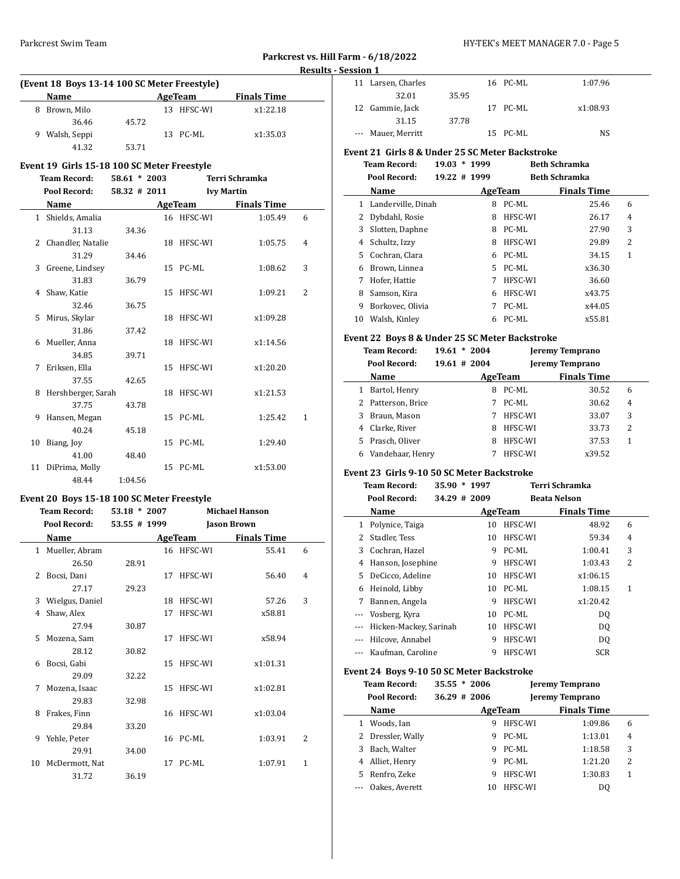**Parkcrest vs. Hill Farm - 6/18/2022**

**Results - Session 1**

### (Event 18 Boys 13-14 100 SC Meter Freestyle)

| | Name | | Age | Team | Finals Time | |
|---|---|---|---|---|---|---|
| 8 | Brown, Milo | | 13 | HFSC-WI | x1:22.18 | |
| | 36.46 | 45.72 | | | | |
| 9 | Walsh, Seppi | | 13 | PC-ML | x1:35.03 | |
| | 41.32 | 53.71 | | | | |

### Event 19 Girls 15-18 100 SC Meter Freestyle

**Team Record:** 58.61 * 2003 Terri Schramka
**Pool Record:** 58.32 # 2011 Ivy Martin

| | Name | | Age | Team | Finals Time | |
|---|---|---|---|---|---|---|
| 1 | Shields, Amalia | | 16 | HFSC-WI | 1:05.49 | 6 |
| | 31.13 | 34.36 | | | | |
| 2 | Chandler, Natalie | | 18 | HFSC-WI | 1:05.75 | 4 |
| | 31.29 | 34.46 | | | | |
| 3 | Greene, Lindsey | | 15 | PC-ML | 1:08.62 | 3 |
| | 31.83 | 36.79 | | | | |
| 4 | Shaw, Katie | | 15 | HFSC-WI | 1:09.21 | 2 |
| | 32.46 | 36.75 | | | | |
| 5 | Mirus, Skylar | | 18 | HFSC-WI | x1:09.28 | |
| | 31.86 | 37.42 | | | | |
| 6 | Mueller, Anna | | 18 | HFSC-WI | x1:14.56 | |
| | 34.85 | 39.71 | | | | |
| 7 | Eriksen, Ella | | 15 | HFSC-WI | x1:20.20 | |
| | 37.55 | 42.65 | | | | |
| 8 | Hershberger, Sarah | | 18 | HFSC-WI | x1:21.53 | |
| | 37.75 | 43.78 | | | | |
| 9 | Hansen, Megan | | 15 | PC-ML | 1:25.42 | 1 |
| | 40.24 | 45.18 | | | | |
| 10 | Biang, Joy | | 15 | PC-ML | 1:29.40 | |
| | 41.00 | 48.40 | | | | |
| 11 | DiPrima, Molly | | 15 | PC-ML | x1:53.00 | |
| | 48.44 | 1:04.56 | | | | |

### Event 20 Boys 15-18 100 SC Meter Freestyle

**Team Record:** 53.18 * 2007 Michael Hanson
**Pool Record:** 53.55 # 1999 Jason Brown

| | Name | | Age | Team | Finals Time | |
|---|---|---|---|---|---|---|
| 1 | Mueller, Abram | | 16 | HFSC-WI | 55.41 | 6 |
| | 26.50 | 28.91 | | | | |
| 2 | Bocsi, Dani | | 17 | HFSC-WI | 56.40 | 4 |
| | 27.17 | 29.23 | | | | |
| 3 | Wielgus, Daniel | | 18 | HFSC-WI | 57.26 | 3 |
| 4 | Shaw, Alex | | 17 | HFSC-WI | x58.81 | |
| | 27.94 | 30.87 | | | | |
| 5 | Mozena, Sam | | 17 | HFSC-WI | x58.94 | |
| | 28.12 | 30.82 | | | | |
| 6 | Bocsi, Gabi | | 15 | HFSC-WI | x1:01.31 | |
| | 29.09 | 32.22 | | | | |
| 7 | Mozena, Isaac | | 15 | HFSC-WI | x1:02.81 | |
| | 29.83 | 32.98 | | | | |
| 8 | Frakes, Finn | | 16 | HFSC-WI | x1:03.04 | |
| | 29.84 | 33.20 | | | | |
| 9 | Yehle, Peter | | 16 | PC-ML | 1:03.91 | 2 |
| | 29.91 | 34.00 | | | | |
| 10 | McDermott, Nat | | 17 | PC-ML | 1:07.91 | 1 |
| | 31.72 | 36.19 | | | | |
| 11 | Larsen, Charles | | 16 | PC-ML | 1:07.96 | |
| | 32.01 | 35.95 | | | | |
| 12 | Gammie, Jack | | 17 | PC-ML | x1:08.93 | |
| | 31.15 | 37.78 | | | | |
| --- | Mauer, Merritt | | 15 | PC-ML | NS | |

### Event 21 Girls 8 & Under 25 SC Meter Backstroke

**Team Record:** 19.03 * 1999 Beth Schramka
**Pool Record:** 19.22 # 1999 Beth Schramka

| | Name | Age | Team | Finals Time | |
|---|---|---|---|---|---|
| 1 | Landerville, Dinah | 8 | PC-ML | 25.46 | 6 |
| 2 | Dybdahl, Rosie | 8 | HFSC-WI | 26.17 | 4 |
| 3 | Slotten, Daphne | 8 | PC-ML | 27.90 | 3 |
| 4 | Schultz, Izzy | 8 | HFSC-WI | 29.89 | 2 |
| 5 | Cochran, Clara | 6 | PC-ML | 34.15 | 1 |
| 6 | Brown, Linnea | 5 | PC-ML | x36.30 | |
| 7 | Hofer, Hattie | 7 | HFSC-WI | 36.60 | |
| 8 | Samson, Kira | 6 | HFSC-WI | x43.75 | |
| 9 | Borkovec, Olivia | 7 | PC-ML | x44.05 | |
| 10 | Walsh, Kinley | 6 | PC-ML | x55.81 | |

### Event 22 Boys 8 & Under 25 SC Meter Backstroke

**Team Record:** 19.61 * 2004 Jeremy Temprano
**Pool Record:** 19.61 # 2004 Jeremy Temprano

| | Name | Age | Team | Finals Time | |
|---|---|---|---|---|---|
| 1 | Bartol, Henry | 8 | PC-ML | 30.52 | 6 |
| 2 | Patterson, Brice | 7 | PC-ML | 30.62 | 4 |
| 3 | Braun, Mason | 7 | HFSC-WI | 33.07 | 3 |
| 4 | Clarke, River | 8 | HFSC-WI | 33.73 | 2 |
| 5 | Prasch, Oliver | 8 | HFSC-WI | 37.53 | 1 |
| 6 | Vandehaar, Henry | 7 | HFSC-WI | x39.52 | |

### Event 23 Girls 9-10 50 SC Meter Backstroke

**Team Record:** 35.90 * 1997 Terri Schramka
**Pool Record:** 34.29 # 2009 Beata Nelson

| | Name | Age | Team | Finals Time | |
|---|---|---|---|---|---|
| 1 | Polynice, Taiga | 10 | HFSC-WI | 48.92 | 6 |
| 2 | Stadler, Tess | 10 | HFSC-WI | 59.34 | 4 |
| 3 | Cochran, Hazel | 9 | PC-ML | 1:00.41 | 3 |
| 4 | Hanson, Josephine | 9 | HFSC-WI | 1:03.43 | 2 |
| 5 | DeCicco, Adeline | 10 | HFSC-WI | x1:06.15 | |
| 6 | Heinold, Libby | 10 | PC-ML | 1:08.15 | 1 |
| 7 | Bannen, Angela | 9 | HFSC-WI | x1:20.42 | |
| --- | Vosberg, Kyra | 10 | PC-ML | DQ | |
| --- | Hicken-Mackey, Sarinah | 10 | HFSC-WI | DQ | |
| --- | Hilcove, Annabel | 9 | HFSC-WI | DQ | |
| --- | Kaufman, Caroline | 9 | HFSC-WI | SCR | |

### Event 24 Boys 9-10 50 SC Meter Backstroke

**Team Record:** 35.55 * 2006 Jeremy Temprano
**Pool Record:** 36.29 # 2006 Jeremy Temprano

| | Name | Age | Team | Finals Time | |
|---|---|---|---|---|---|
| 1 | Woods, Ian | 9 | HFSC-WI | 1:09.86 | 6 |
| 2 | Dressler, Wally | 9 | PC-ML | 1:13.01 | 4 |
| 3 | Bach, Walter | 9 | PC-ML | 1:18.58 | 3 |
| 4 | Alliet, Henry | 9 | PC-ML | 1:21.20 | 2 |
| 5 | Renfro, Zeke | 9 | HFSC-WI | 1:30.83 | 1 |
| --- | Oakes, Averett | 10 | HFSC-WI | DQ | |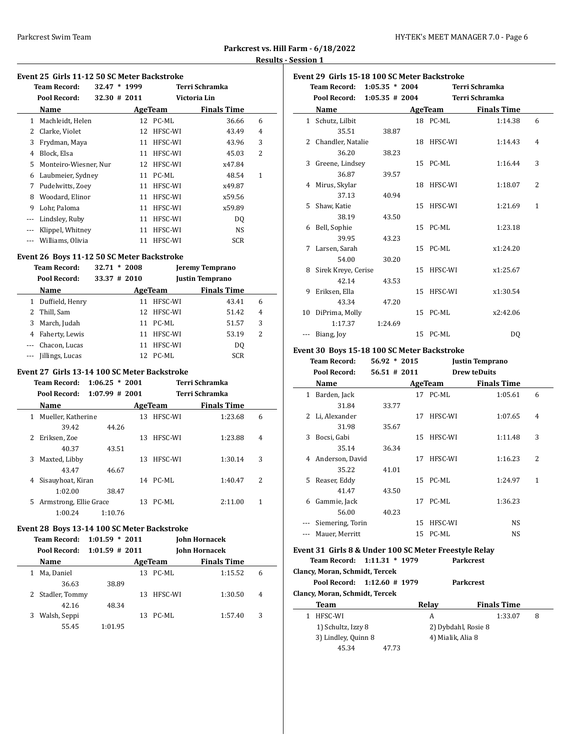**Parkcrest vs. Hill Farm - 6/18/2022**

**Results - Session 1**

### Event 25 Girls 11-12 50 SC Meter Backstroke

Team Record: 32.47 * 1999 Terri Schramka
Pool Record: 32.30 # 2011 Victoria Lin

| | Name | Age | Team | Finals Time | |
|---|---|---|---|---|---|
| 1 | Machleidt, Helen | 12 | PC-ML | 36.66 | 6 |
| 2 | Clarke, Violet | 12 | HFSC-WI | 43.49 | 4 |
| 3 | Frydman, Maya | 11 | HFSC-WI | 43.96 | 3 |
| 4 | Block, Elsa | 11 | HFSC-WI | 45.03 | 2 |
| 5 | Monteiro-Wiesner, Nur | 12 | HFSC-WI | x47.84 | |
| 6 | Laubmeier, Sydney | 11 | PC-ML | 48.54 | 1 |
| 7 | Pudelwitts, Zoey | 11 | HFSC-WI | x49.87 | |
| 8 | Woodard, Elinor | 11 | HFSC-WI | x59.56 | |
| 9 | Lohr, Paloma | 11 | HFSC-WI | x59.89 | |
| --- | Lindsley, Ruby | 11 | HFSC-WI | DQ | |
| --- | Klippel, Whitney | 11 | HFSC-WI | NS | |
| --- | Williams, Olivia | 11 | HFSC-WI | SCR | |

### Event 26 Boys 11-12 50 SC Meter Backstroke

Team Record: 32.71 * 2008 Jeremy Temprano
Pool Record: 33.37 # 2010 Justin Temprano

| | Name | Age | Team | Finals Time | |
|---|---|---|---|---|---|
| 1 | Duffield, Henry | 11 | HFSC-WI | 43.41 | 6 |
| 2 | Thill, Sam | 12 | HFSC-WI | 51.42 | 4 |
| 3 | March, Judah | 11 | PC-ML | 51.57 | 3 |
| 4 | Faherty, Lewis | 11 | HFSC-WI | 53.19 | 2 |
| --- | Chacon, Lucas | 11 | HFSC-WI | DQ | |
| --- | Jillings, Lucas | 12 | PC-ML | SCR | |

### Event 27 Girls 13-14 100 SC Meter Backstroke

Team Record: 1:06.25 * 2001 Terri Schramka
Pool Record: 1:07.99 # 2001 Terri Schramka

| | Name | | Age | Team | Finals Time | |
|---|---|---|---|---|---|---|
| 1 | Mueller, Katherine | | 13 | HFSC-WI | 1:23.68 | 6 |
| | 39.42 | 44.26 | | | | |
| 2 | Eriksen, Zoe | | 13 | HFSC-WI | 1:23.88 | 4 |
| | 40.37 | 43.51 | | | | |
| 3 | Maxted, Libby | | 13 | HFSC-WI | 1:30.14 | 3 |
| | 43.47 | 46.67 | | | | |
| 4 | Sisauyhoat, Kiran | | 14 | PC-ML | 1:40.47 | 2 |
| | 1:02.00 | 38.47 | | | | |
| 5 | Armstrong, Ellie Grace | | 13 | PC-ML | 2:11.00 | 1 |
| | 1:00.24 | 1:10.76 | | | | |

### Event 28 Boys 13-14 100 SC Meter Backstroke

Team Record: 1:01.59 * 2011 John Hornacek
Pool Record: 1:01.59 # 2011 John Hornacek

| | Name | | Age | Team | Finals Time | |
|---|---|---|---|---|---|---|
| 1 | Ma, Daniel | | 13 | PC-ML | 1:15.52 | 6 |
| | 36.63 | 38.89 | | | | |
| 2 | Stadler, Tommy | | 13 | HFSC-WI | 1:30.50 | 4 |
| | 42.16 | 48.34 | | | | |
| 3 | Walsh, Seppi | | 13 | PC-ML | 1:57.40 | 3 |
| | 55.45 | 1:01.95 | | | | |

### Event 29 Girls 15-18 100 SC Meter Backstroke

Team Record: 1:05.35 * 2004 Terri Schramka
Pool Record: 1:05.35 # 2004 Terri Schramka

| | Name | | Age | Team | Finals Time | |
|---|---|---|---|---|---|---|
| 1 | Schutz, Lilbit | | 18 | PC-ML | 1:14.38 | 6 |
| | 35.51 | 38.87 | | | | |
| 2 | Chandler, Natalie | | 18 | HFSC-WI | 1:14.43 | 4 |
| | 36.20 | 38.23 | | | | |
| 3 | Greene, Lindsey | | 15 | PC-ML | 1:16.44 | 3 |
| | 36.87 | 39.57 | | | | |
| 4 | Mirus, Skylar | | 18 | HFSC-WI | 1:18.07 | 2 |
| | 37.13 | 40.94 | | | | |
| 5 | Shaw, Katie | | 15 | HFSC-WI | 1:21.69 | 1 |
| | 38.19 | 43.50 | | | | |
| 6 | Bell, Sophie | | 15 | PC-ML | 1:23.18 | |
| | 39.95 | 43.23 | | | | |
| 7 | Larsen, Sarah | | 15 | PC-ML | x1:24.20 | |
| | 54.00 | 30.20 | | | | |
| 8 | Sirek Kreye, Cerise | | 15 | HFSC-WI | x1:25.67 | |
| | 42.14 | 43.53 | | | | |
| 9 | Eriksen, Ella | | 15 | HFSC-WI | x1:30.54 | |
| | 43.34 | 47.20 | | | | |
| 10 | DiPrima, Molly | | 15 | PC-ML | x2:42.06 | |
| | 1:17.37 | 1:24.69 | | | | |
| --- | Biang, Joy | | 15 | PC-ML | DQ | |

### Event 30 Boys 15-18 100 SC Meter Backstroke

Team Record: 56.92 * 2015 Justin Temprano
Pool Record: 56.51 # 2011 Drew teDuits

| | Name | | Age | Team | Finals Time | |
|---|---|---|---|---|---|---|
| 1 | Barden, Jack | | 17 | PC-ML | 1:05.61 | 6 |
| | 31.84 | 33.77 | | | | |
| 2 | Li, Alexander | | 17 | HFSC-WI | 1:07.65 | 4 |
| | 31.98 | 35.67 | | | | |
| 3 | Bocsi, Gabi | | 15 | HFSC-WI | 1:11.48 | 3 |
| | 35.14 | 36.34 | | | | |
| 4 | Anderson, David | | 17 | HFSC-WI | 1:16.23 | 2 |
| | 35.22 | 41.01 | | | | |
| 5 | Reaser, Eddy | | 15 | PC-ML | 1:24.97 | 1 |
| | 41.47 | 43.50 | | | | |
| 6 | Gammie, Jack | | 17 | PC-ML | 1:36.23 | |
| | 56.00 | 40.23 | | | | |
| --- | Siemering, Torin | | 15 | HFSC-WI | NS | |
| --- | Mauer, Merritt | | 15 | PC-ML | NS | |

### Event 31 Girls 8 & Under 100 SC Meter Freestyle Relay

Team Record: 1:11.31 * 1979 Parkcrest
Clancy, Moran, Schmidt, Tercek
Pool Record: 1:12.60 # 1979 Parkcrest
Clancy, Moran, Schmidt, Tercek

| | Team | Relay | Finals Time | |
|---|---|---|---|---|
| 1 | HFSC-WI | A | 1:33.07 | 8 |
| | 1) Schultz, Izzy 8 | 2) Dybdahl, Rosie 8 | | |
| | 3) Lindley, Quinn 8 | 4) Mialik, Alia 8 | | |
| | 45.34 | 47.73 | | |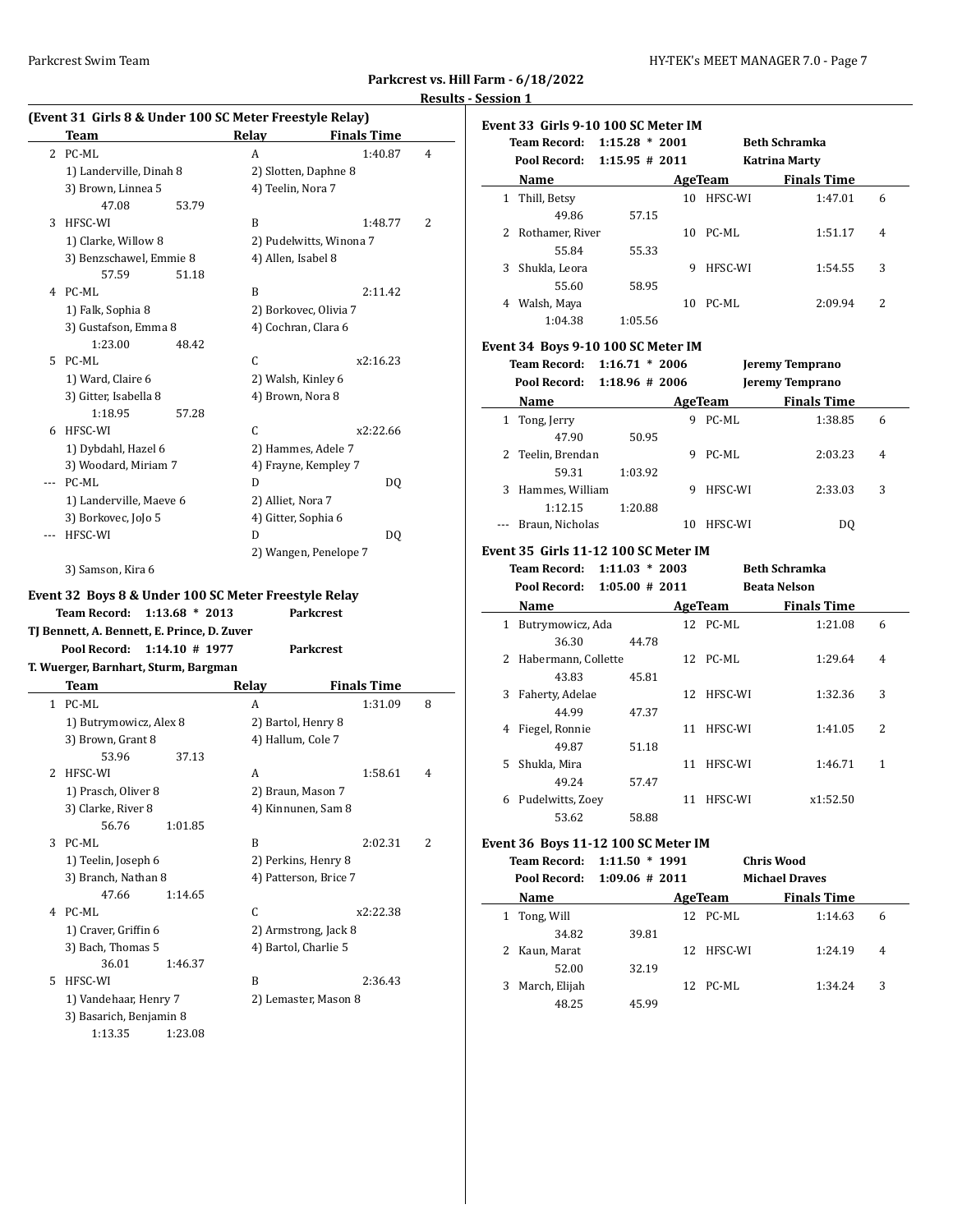## Parkcrest vs. Hill Farm - 6/18/2022

### Results - Session 1

**(Event 31 Girls 8 & Under 100 SC Meter Freestyle Relay)**

| | Team | Relay | Finals Time | |
|---|---|---|---|---|
| 2 | PC-ML | A | 1:40.87 | 4 |
| | 1) Landerville, Dinah 8 | 2) Slotten, Daphne 8 | | |
| | 3) Brown, Linnea 5 | 4) Teelin, Nora 7 | | |
| | 47.08 53.79 | | | |
| 3 | HFSC-WI | B | 1:48.77 | 2 |
| | 1) Clarke, Willow 8 | 2) Pudelwitts, Winona 7 | | |
| | 3) Benzschawel, Emmie 8 | 4) Allen, Isabel 8 | | |
| | 57.59 51.18 | | | |
| 4 | PC-ML | B | 2:11.42 | |
| | 1) Falk, Sophia 8 | 2) Borkovec, Olivia 7 | | |
| | 3) Gustafson, Emma 8 | 4) Cochran, Clara 6 | | |
| | 1:23.00 48.42 | | | |
| 5 | PC-ML | C | x2:16.23 | |
| | 1) Ward, Claire 6 | 2) Walsh, Kinley 6 | | |
| | 3) Gitter, Isabella 8 | 4) Brown, Nora 8 | | |
| | 1:18.95 57.28 | | | |
| 6 | HFSC-WI | C | x2:22.66 | |
| | 1) Dybdahl, Hazel 6 | 2) Hammes, Adele 7 | | |
| | 3) Woodard, Miriam 7 | 4) Frayne, Kempley 7 | | |
| --- | PC-ML | D | DQ | |
| | 1) Landerville, Maeve 6 | 2) Alliet, Nora 7 | | |
| | 3) Borkovec, JoJo 5 | 4) Gitter, Sophia 6 | | |
| --- | HFSC-WI | D | DQ | |
| | | 2) Wangen, Penelope 7 | | |
| | 3) Samson, Kira 6 | | | |

**Event 32 Boys 8 & Under 100 SC Meter Freestyle Relay**

Team Record: 1:13.68 * 2013 Parkcrest
TJ Bennett, A. Bennett, E. Prince, D. Zuver
Pool Record: 1:14.10 # 1977 Parkcrest
T. Wuerger, Barnhart, Sturm, Bargman

| | Team | Relay | Finals Time | |
|---|---|---|---|---|
| 1 | PC-ML | A | 1:31.09 | 8 |
| | 1) Butrymowicz, Alex 8 | 2) Bartol, Henry 8 | | |
| | 3) Brown, Grant 8 | 4) Hallum, Cole 7 | | |
| | 53.96 37.13 | | | |
| 2 | HFSC-WI | A | 1:58.61 | 4 |
| | 1) Prasch, Oliver 8 | 2) Braun, Mason 7 | | |
| | 3) Clarke, River 8 | 4) Kinnunen, Sam 8 | | |
| | 56.76 1:01.85 | | | |
| 3 | PC-ML | B | 2:02.31 | 2 |
| | 1) Teelin, Joseph 6 | 2) Perkins, Henry 8 | | |
| | 3) Branch, Nathan 8 | 4) Patterson, Brice 7 | | |
| | 47.66 1:14.65 | | | |
| 4 | PC-ML | C | x2:22.38 | |
| | 1) Craver, Griffin 6 | 2) Armstrong, Jack 8 | | |
| | 3) Bach, Thomas 5 | 4) Bartol, Charlie 5 | | |
| | 36.01 1:46.37 | | | |
| 5 | HFSC-WI | B | 2:36.43 | |
| | 1) Vandehaar, Henry 7 | 2) Lemaster, Mason 8 | | |
| | 3) Basarich, Benjamin 8 | | | |
| | 1:13.35 1:23.08 | | | |

**Event 33 Girls 9-10 100 SC Meter IM**

Team Record: 1:15.28 * 2001 Beth Schramka
Pool Record: 1:15.95 # 2011 Katrina Marty

| | Name | Age | Team | Finals Time | |
|---|---|---|---|---|---|
| 1 | Thill, Betsy | 10 | HFSC-WI | 1:47.01 | 6 |
| | 49.86 57.15 | | | | |
| 2 | Rothamer, River | 10 | PC-ML | 1:51.17 | 4 |
| | 55.84 55.33 | | | | |
| 3 | Shukla, Leora | 9 | HFSC-WI | 1:54.55 | 3 |
| | 55.60 58.95 | | | | |
| 4 | Walsh, Maya | 10 | PC-ML | 2:09.94 | 2 |
| | 1:04.38 1:05.56 | | | | |

**Event 34 Boys 9-10 100 SC Meter IM**

Team Record: 1:16.71 * 2006 Jeremy Temprano
Pool Record: 1:18.96 # 2006 Jeremy Temprano

| | Name | Age | Team | Finals Time | |
|---|---|---|---|---|---|
| 1 | Tong, Jerry | 9 | PC-ML | 1:38.85 | 6 |
| | 47.90 50.95 | | | | |
| 2 | Teelin, Brendan | 9 | PC-ML | 2:03.23 | 4 |
| | 59.31 1:03.92 | | | | |
| 3 | Hammes, William | 9 | HFSC-WI | 2:33.03 | 3 |
| | 1:12.15 1:20.88 | | | | |
| --- | Braun, Nicholas | 10 | HFSC-WI | DQ | |

**Event 35 Girls 11-12 100 SC Meter IM**

Team Record: 1:11.03 * 2003 Beth Schramka
Pool Record: 1:05.00 # 2011 Beata Nelson

| | Name | Age | Team | Finals Time | |
|---|---|---|---|---|---|
| 1 | Butrymowicz, Ada | 12 | PC-ML | 1:21.08 | 6 |
| | 36.30 44.78 | | | | |
| 2 | Habermann, Collette | 12 | PC-ML | 1:29.64 | 4 |
| | 43.83 45.81 | | | | |
| 3 | Faherty, Adelae | 12 | HFSC-WI | 1:32.36 | 3 |
| | 44.99 47.37 | | | | |
| 4 | Fiegel, Ronnie | 11 | HFSC-WI | 1:41.05 | 2 |
| | 49.87 51.18 | | | | |
| 5 | Shukla, Mira | 11 | HFSC-WI | 1:46.71 | 1 |
| | 49.24 57.47 | | | | |
| 6 | Pudelwitts, Zoey | 11 | HFSC-WI | x1:52.50 | |
| | 53.62 58.88 | | | | |

**Event 36 Boys 11-12 100 SC Meter IM**

Team Record: 1:11.50 * 1991 Chris Wood
Pool Record: 1:09.06 # 2011 Michael Draves

| | Name | Age | Team | Finals Time | |
|---|---|---|---|---|---|
| 1 | Tong, Will | 12 | PC-ML | 1:14.63 | 6 |
| | 34.82 39.81 | | | | |
| 2 | Kaun, Marat | 12 | HFSC-WI | 1:24.19 | 4 |
| | 52.00 32.19 | | | | |
| 3 | March, Elijah | 12 | PC-ML | 1:34.24 | 3 |
| | 48.25 45.99 | | | | |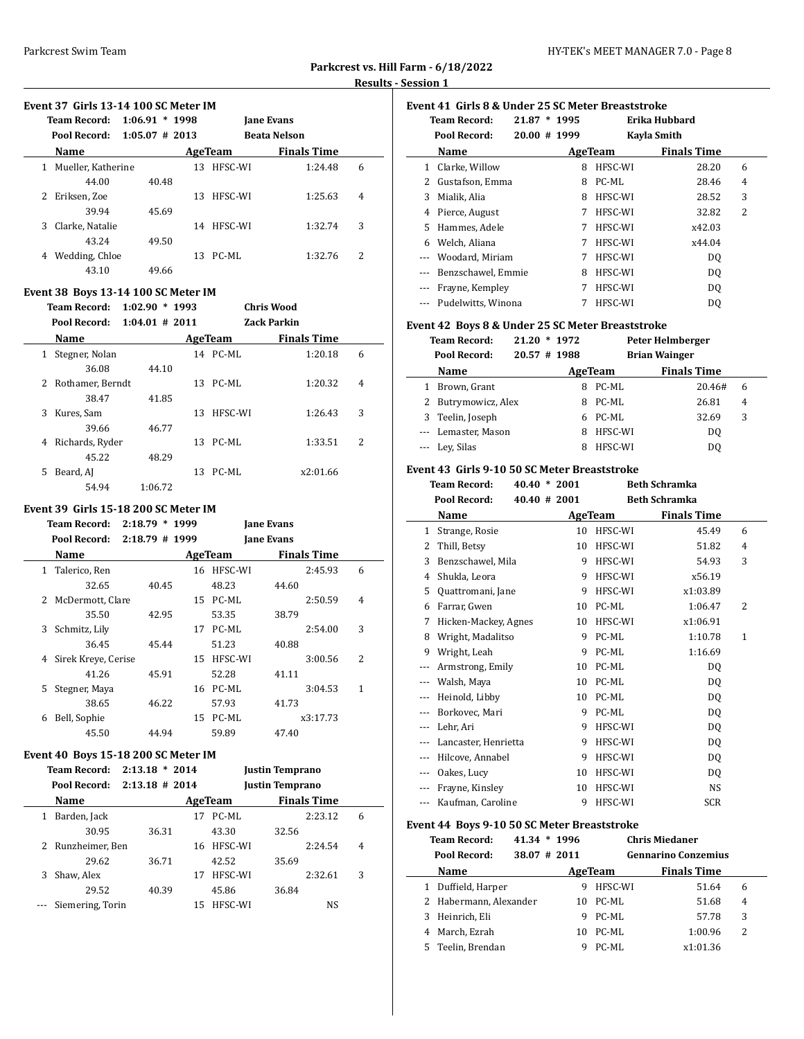**Parkcrest vs. Hill Farm - 6/18/2022**

**Results - Session 1**

### Event 37 Girls 13-14 100 SC Meter IM

**Team Record:** 1:06.91 * 1998 Jane Evans
**Pool Record:** 1:05.07 # 2013 Beata Nelson

| | Name | Age | Team | Finals Time | Points |
|---|---|---|---|---|---|
| 1 | Mueller, Katherine | 13 | HFSC-WI | 1:24.48 | 6 |
| | 44.00 | 40.48 | | | |
| 2 | Eriksen, Zoe | 13 | HFSC-WI | 1:25.63 | 4 |
| | 39.94 | 45.69 | | | |
| 3 | Clarke, Natalie | 14 | HFSC-WI | 1:32.74 | 3 |
| | 43.24 | 49.50 | | | |
| 4 | Wedding, Chloe | 13 | PC-ML | 1:32.76 | 2 |
| | 43.10 | 49.66 | | | |

### Event 38 Boys 13-14 100 SC Meter IM

**Team Record:** 1:02.90 * 1993 Chris Wood
**Pool Record:** 1:04.01 # 2011 Zack Parkin

| | Name | Age | Team | Finals Time | Points |
|---|---|---|---|---|---|
| 1 | Stegner, Nolan | 14 | PC-ML | 1:20.18 | 6 |
| | 36.08 | 44.10 | | | |
| 2 | Rothamer, Berndt | 13 | PC-ML | 1:20.32 | 4 |
| | 38.47 | 41.85 | | | |
| 3 | Kures, Sam | 13 | HFSC-WI | 1:26.43 | 3 |
| | 39.66 | 46.77 | | | |
| 4 | Richards, Ryder | 13 | PC-ML | 1:33.51 | 2 |
| | 45.22 | 48.29 | | | |
| 5 | Beard, AJ | 13 | PC-ML | x2:01.66 | |
| | 54.94 | 1:06.72 | | | |

### Event 39 Girls 15-18 200 SC Meter IM

**Team Record:** 2:18.79 * 1999 Jane Evans
**Pool Record:** 2:18.79 # 1999 Jane Evans

| | Name | | Age | Team | | Finals Time | Points |
|---|---|---|---|---|---|---|---|
| 1 | Talerico, Ren | | 16 | HFSC-WI | | 2:45.93 | 6 |
| | 32.65 | 40.45 | | 48.23 | 44.60 | | |
| 2 | McDermott, Clare | | 15 | PC-ML | | 2:50.59 | 4 |
| | 35.50 | 42.95 | | 53.35 | 38.79 | | |
| 3 | Schmitz, Lily | | 17 | PC-ML | | 2:54.00 | 3 |
| | 36.45 | 45.44 | | 51.23 | 40.88 | | |
| 4 | Sirek Kreye, Cerise | | 15 | HFSC-WI | | 3:00.56 | 2 |
| | 41.26 | 45.91 | | 52.28 | 41.11 | | |
| 5 | Stegner, Maya | | 16 | PC-ML | | 3:04.53 | 1 |
| | 38.65 | 46.22 | | 57.93 | 41.73 | | |
| 6 | Bell, Sophie | | 15 | PC-ML | | x3:17.73 | |
| | 45.50 | 44.94 | | 59.89 | 47.40 | | |

### Event 40 Boys 15-18 200 SC Meter IM

**Team Record:** 2:13.18 * 2014 Justin Temprano
**Pool Record:** 2:13.18 # 2014 Justin Temprano

| | Name | | Age | Team | | Finals Time | Points |
|---|---|---|---|---|---|---|---|
| 1 | Barden, Jack | | 17 | PC-ML | | 2:23.12 | 6 |
| | 30.95 | 36.31 | | 43.30 | 32.56 | | |
| 2 | Runzheimer, Ben | | 16 | HFSC-WI | | 2:24.54 | 4 |
| | 29.62 | 36.71 | | 42.52 | 35.69 | | |
| 3 | Shaw, Alex | | 17 | HFSC-WI | | 2:32.61 | 3 |
| | 29.52 | 40.39 | | 45.86 | 36.84 | | |
| --- | Siemering, Torin | | 15 | HFSC-WI | | NS | |

### Event 41 Girls 8 & Under 25 SC Meter Breaststroke

**Team Record:** 21.87 * 1995 Erika Hubbard
**Pool Record:** 20.00 # 1999 Kayla Smith

| | Name | Age | Team | Finals Time | Points |
|---|---|---|---|---|---|
| 1 | Clarke, Willow | 8 | HFSC-WI | 28.20 | 6 |
| 2 | Gustafson, Emma | 8 | PC-ML | 28.46 | 4 |
| 3 | Mialik, Alia | 8 | HFSC-WI | 28.52 | 3 |
| 4 | Pierce, August | 7 | HFSC-WI | 32.82 | 2 |
| 5 | Hammes, Adele | 7 | HFSC-WI | x42.03 | |
| 6 | Welch, Aliana | 7 | HFSC-WI | x44.04 | |
| --- | Woodard, Miriam | 7 | HFSC-WI | DQ | |
| --- | Benzschawel, Emmie | 8 | HFSC-WI | DQ | |
| --- | Frayne, Kempley | 7 | HFSC-WI | DQ | |
| --- | Pudelwitts, Winona | 7 | HFSC-WI | DQ | |

### Event 42 Boys 8 & Under 25 SC Meter Breaststroke

**Team Record:** 21.20 * 1972 Peter Helmberger
**Pool Record:** 20.57 # 1988 Brian Wainger

| | Name | Age | Team | Finals Time | Points |
|---|---|---|---|---|---|
| 1 | Brown, Grant | 8 | PC-ML | 20.46# | 6 |
| 2 | Butrymowicz, Alex | 8 | PC-ML | 26.81 | 4 |
| 3 | Teelin, Joseph | 6 | PC-ML | 32.69 | 3 |
| --- | Lemaster, Mason | 8 | HFSC-WI | DQ | |
| --- | Ley, Silas | 8 | HFSC-WI | DQ | |

### Event 43 Girls 9-10 50 SC Meter Breaststroke

**Team Record:** 40.40 * 2001 Beth Schramka
**Pool Record:** 40.40 # 2001 Beth Schramka

| | Name | Age | Team | Finals Time | Points |
|---|---|---|---|---|---|
| 1 | Strange, Rosie | 10 | HFSC-WI | 45.49 | 6 |
| 2 | Thill, Betsy | 10 | HFSC-WI | 51.82 | 4 |
| 3 | Benzschawel, Mila | 9 | HFSC-WI | 54.93 | 3 |
| 4 | Shukla, Leora | 9 | HFSC-WI | x56.19 | |
| 5 | Quattromani, Jane | 9 | HFSC-WI | x1:03.89 | |
| 6 | Farrar, Gwen | 10 | PC-ML | 1:06.47 | 2 |
| 7 | Hicken-Mackey, Agnes | 10 | HFSC-WI | x1:06.91 | |
| 8 | Wright, Madalitso | 9 | PC-ML | 1:10.78 | 1 |
| 9 | Wright, Leah | 9 | PC-ML | 1:16.69 | |
| --- | Armstrong, Emily | 10 | PC-ML | DQ | |
| --- | Walsh, Maya | 10 | PC-ML | DQ | |
| --- | Heinold, Libby | 10 | PC-ML | DQ | |
| --- | Borkovec, Mari | 9 | PC-ML | DQ | |
| --- | Lehr, Ari | 9 | HFSC-WI | DQ | |
| --- | Lancaster, Henrietta | 9 | HFSC-WI | DQ | |
| --- | Hilcove, Annabel | 9 | HFSC-WI | DQ | |
| --- | Oakes, Lucy | 10 | HFSC-WI | DQ | |
| --- | Frayne, Kinsley | 10 | HFSC-WI | NS | |
| --- | Kaufman, Caroline | 9 | HFSC-WI | SCR | |

### Event 44 Boys 9-10 50 SC Meter Breaststroke

**Team Record:** 41.34 * 1996 Chris Miedaner
**Pool Record:** 38.07 # 2011 Gennarino Conzemius

| | Name | Age | Team | Finals Time | Points |
|---|---|---|---|---|---|
| 1 | Duffield, Harper | 9 | HFSC-WI | 51.64 | 6 |
| 2 | Habermann, Alexander | 10 | PC-ML | 51.68 | 4 |
| 3 | Heinrich, Eli | 9 | PC-ML | 57.78 | 3 |
| 4 | March, Ezrah | 10 | PC-ML | 1:00.96 | 2 |
| 5 | Teelin, Brendan | 9 | PC-ML | x1:01.36 | |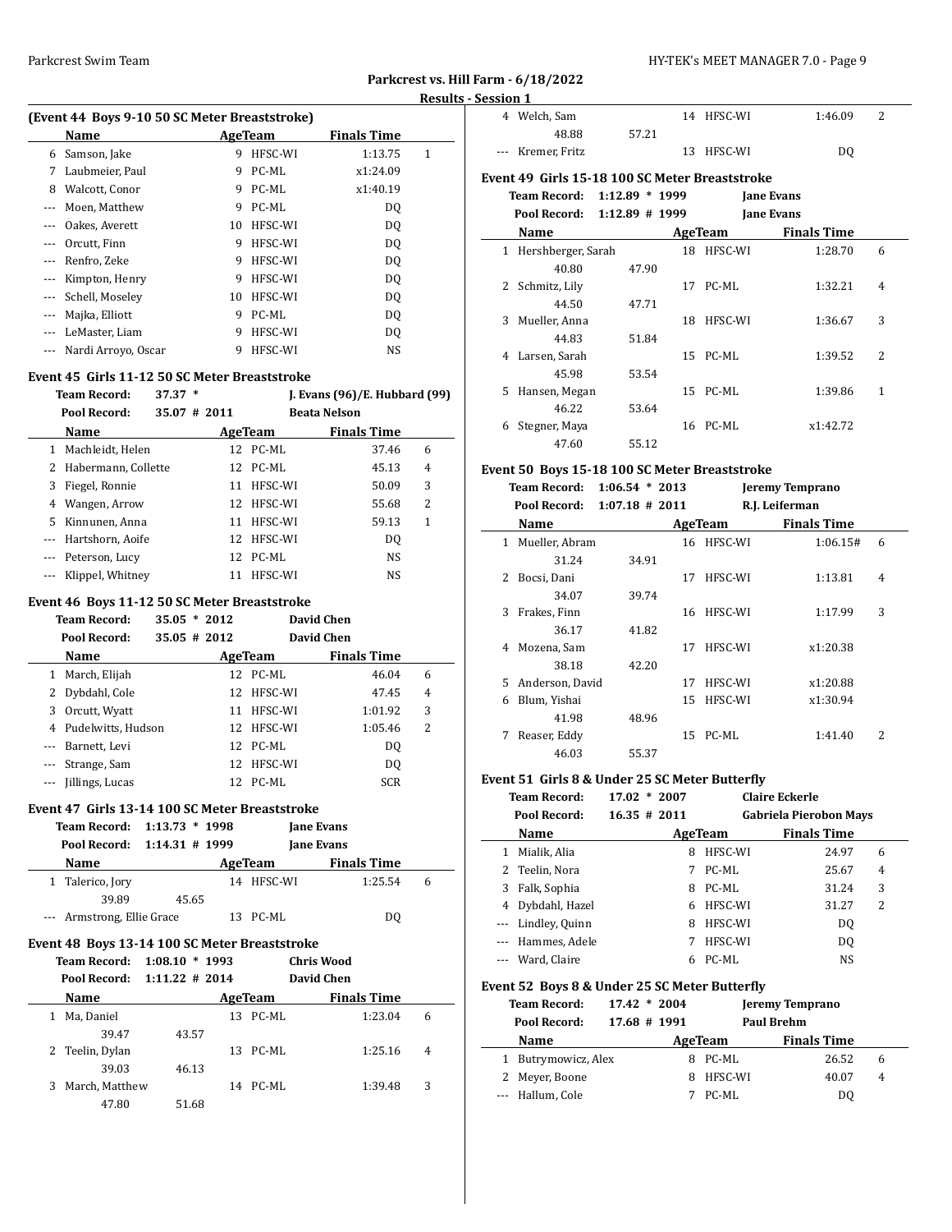## Parkcrest vs. Hill Farm - 6/18/2022

### Results - Session 1

**(Event 44 Boys 9-10 50 SC Meter Breaststroke)**

| | Name | Age | Team | Finals Time | |
|---|---|---|---|---|---|
| 6 | Samson, Jake | 9 | HFSC-WI | 1:13.75 | 1 |
| 7 | Laubmeier, Paul | 9 | PC-ML | x1:24.09 | |
| 8 | Walcott, Conor | 9 | PC-ML | x1:40.19 | |
| --- | Moen, Matthew | 9 | PC-ML | DQ | |
| --- | Oakes, Averett | 10 | HFSC-WI | DQ | |
| --- | Orcutt, Finn | 9 | HFSC-WI | DQ | |
| --- | Renfro, Zeke | 9 | HFSC-WI | DQ | |
| --- | Kimpton, Henry | 9 | HFSC-WI | DQ | |
| --- | Schell, Moseley | 10 | HFSC-WI | DQ | |
| --- | Majka, Elliott | 9 | PC-ML | DQ | |
| --- | LeMaster, Liam | 9 | HFSC-WI | DQ | |
| --- | Nardi Arroyo, Oscar | 9 | HFSC-WI | NS | |

**Event 45 Girls 11-12 50 SC Meter Breaststroke**

Team Record: 37.37 * J. Evans (96)/E. Hubbard (99)
Pool Record: 35.07 # 2011 Beata Nelson

| | Name | Age | Team | Finals Time | |
|---|---|---|---|---|---|
| 1 | Machleidt, Helen | 12 | PC-ML | 37.46 | 6 |
| 2 | Habermann, Collette | 12 | PC-ML | 45.13 | 4 |
| 3 | Fiegel, Ronnie | 11 | HFSC-WI | 50.09 | 3 |
| 4 | Wangen, Arrow | 12 | HFSC-WI | 55.68 | 2 |
| 5 | Kinnunen, Anna | 11 | HFSC-WI | 59.13 | 1 |
| --- | Hartshorn, Aoife | 12 | HFSC-WI | DQ | |
| --- | Peterson, Lucy | 12 | PC-ML | NS | |
| --- | Klippel, Whitney | 11 | HFSC-WI | NS | |

**Event 46 Boys 11-12 50 SC Meter Breaststroke**

Team Record: 35.05 * 2012 David Chen
Pool Record: 35.05 # 2012 David Chen

| | Name | Age | Team | Finals Time | |
|---|---|---|---|---|---|
| 1 | March, Elijah | 12 | PC-ML | 46.04 | 6 |
| 2 | Dybdahl, Cole | 12 | HFSC-WI | 47.45 | 4 |
| 3 | Orcutt, Wyatt | 11 | HFSC-WI | 1:01.92 | 3 |
| 4 | Pudelwitts, Hudson | 12 | HFSC-WI | 1:05.46 | 2 |
| --- | Barnett, Levi | 12 | PC-ML | DQ | |
| --- | Strange, Sam | 12 | HFSC-WI | DQ | |
| --- | Jillings, Lucas | 12 | PC-ML | SCR | |

**Event 47 Girls 13-14 100 SC Meter Breaststroke**

Team Record: 1:13.73 * 1998 Jane Evans
Pool Record: 1:14.31 # 1999 Jane Evans

| | Name | Age | Team | Finals Time | |
|---|---|---|---|---|---|
| 1 | Talerico, Jory | 14 | HFSC-WI | 1:25.54 | 6 |
| | 39.89 45.65 | | | | |
| --- | Armstrong, Ellie Grace | 13 | PC-ML | DQ | |

**Event 48 Boys 13-14 100 SC Meter Breaststroke**

Team Record: 1:08.10 * 1993 Chris Wood
Pool Record: 1:11.22 # 2014 David Chen

| | Name | Age | Team | Finals Time | |
|---|---|---|---|---|---|
| 1 | Ma, Daniel | 13 | PC-ML | 1:23.04 | 6 |
| | 39.47 43.57 | | | | |
| 2 | Teelin, Dylan | 13 | PC-ML | 1:25.16 | 4 |
| | 39.03 46.13 | | | | |
| 3 | March, Matthew | 14 | PC-ML | 1:39.48 | 3 |
| | 47.80 51.68 | | | | |
| 4 | Welch, Sam | 14 | HFSC-WI | 1:46.09 | 2 |
| | 48.88 57.21 | | | | |
| --- | Kremer, Fritz | 13 | HFSC-WI | DQ | |

**Event 49 Girls 15-18 100 SC Meter Breaststroke**

Team Record: 1:12.89 * 1999 Jane Evans
Pool Record: 1:12.89 # 1999 Jane Evans

| | Name | Age | Team | Finals Time | |
|---|---|---|---|---|---|
| 1 | Hershberger, Sarah | 18 | HFSC-WI | 1:28.70 | 6 |
| | 40.80 47.90 | | | | |
| 2 | Schmitz, Lily | 17 | PC-ML | 1:32.21 | 4 |
| | 44.50 47.71 | | | | |
| 3 | Mueller, Anna | 18 | HFSC-WI | 1:36.67 | 3 |
| | 44.83 51.84 | | | | |
| 4 | Larsen, Sarah | 15 | PC-ML | 1:39.52 | 2 |
| | 45.98 53.54 | | | | |
| 5 | Hansen, Megan | 15 | PC-ML | 1:39.86 | 1 |
| | 46.22 53.64 | | | | |
| 6 | Stegner, Maya | 16 | PC-ML | x1:42.72 | |
| | 47.60 55.12 | | | | |

**Event 50 Boys 15-18 100 SC Meter Breaststroke**

Team Record: 1:06.54 * 2013 Jeremy Temprano
Pool Record: 1:07.18 # 2011 R.J. Leiferman

| | Name | Age | Team | Finals Time | |
|---|---|---|---|---|---|
| 1 | Mueller, Abram | 16 | HFSC-WI | 1:06.15# | 6 |
| | 31.24 34.91 | | | | |
| 2 | Bocsi, Dani | 17 | HFSC-WI | 1:13.81 | 4 |
| | 34.07 39.74 | | | | |
| 3 | Frakes, Finn | 16 | HFSC-WI | 1:17.99 | 3 |
| | 36.17 41.82 | | | | |
| 4 | Mozena, Sam | 17 | HFSC-WI | x1:20.38 | |
| | 38.18 42.20 | | | | |
| 5 | Anderson, David | 17 | HFSC-WI | x1:20.88 | |
| 6 | Blum, Yishai | 15 | HFSC-WI | x1:30.94 | |
| | 41.98 48.96 | | | | |
| 7 | Reaser, Eddy | 15 | PC-ML | 1:41.40 | 2 |
| | 46.03 55.37 | | | | |

**Event 51 Girls 8 & Under 25 SC Meter Butterfly**

Team Record: 17.02 * 2007 Claire Eckerle
Pool Record: 16.35 # 2011 Gabriela Pierobon Mays

| | Name | Age | Team | Finals Time | |
|---|---|---|---|---|---|
| 1 | Mialik, Alia | 8 | HFSC-WI | 24.97 | 6 |
| 2 | Teelin, Nora | 7 | PC-ML | 25.67 | 4 |
| 3 | Falk, Sophia | 8 | PC-ML | 31.24 | 3 |
| 4 | Dybdahl, Hazel | 6 | HFSC-WI | 31.27 | 2 |
| --- | Lindley, Quinn | 8 | HFSC-WI | DQ | |
| --- | Hammes, Adele | 7 | HFSC-WI | DQ | |
| --- | Ward, Claire | 6 | PC-ML | NS | |

**Event 52 Boys 8 & Under 25 SC Meter Butterfly**

Team Record: 17.42 * 2004 Jeremy Temprano
Pool Record: 17.68 # 1991 Paul Brehm

| | Name | Age | Team | Finals Time | |
|---|---|---|---|---|---|
| 1 | Butrymowicz, Alex | 8 | PC-ML | 26.52 | 6 |
| 2 | Meyer, Boone | 8 | HFSC-WI | 40.07 | 4 |
| --- | Hallum, Cole | 7 | PC-ML | DQ | |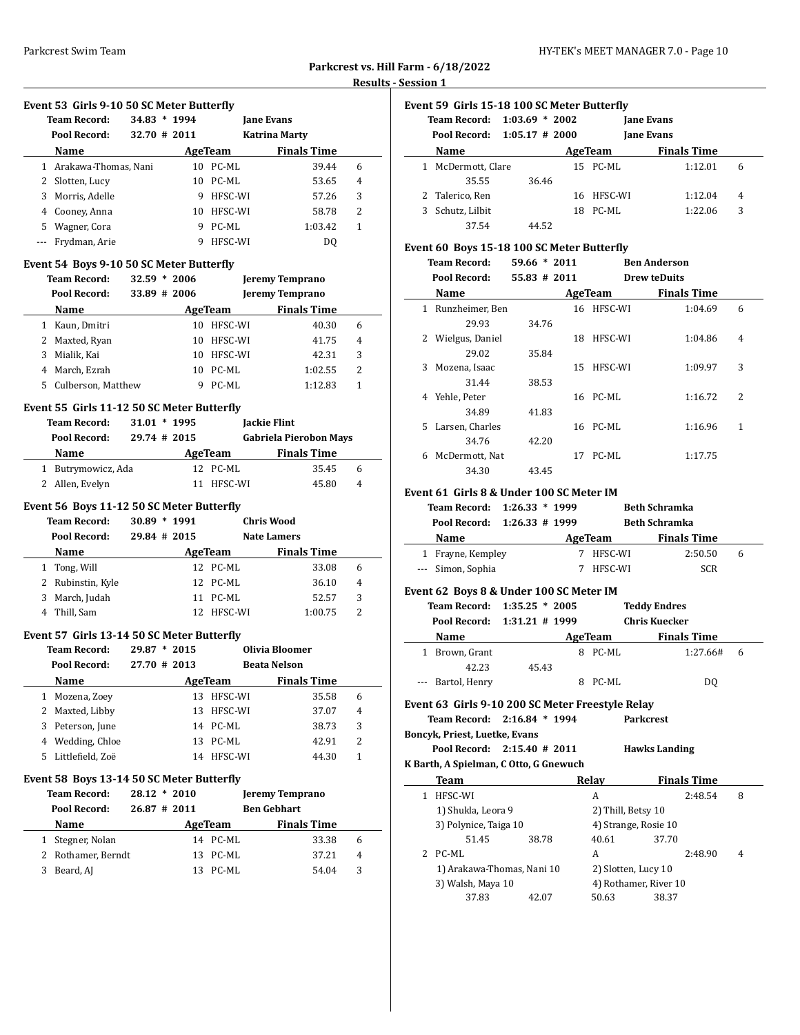**Parkcrest vs. Hill Farm - 6/18/2022**

**Results - Session 1**

### Event 53 Girls 9-10 50 SC Meter Butterfly

**Team Record:** 34.83 * 1994 **Jane Evans**
**Pool Record:** 32.70 # 2011 **Katrina Marty**

| | Name | Age | Team | Finals Time | |
|---|---|---|---|---|---|
| 1 | Arakawa-Thomas, Nani | 10 | PC-ML | 39.44 | 6 |
| 2 | Slotten, Lucy | 10 | PC-ML | 53.65 | 4 |
| 3 | Morris, Adelle | 9 | HFSC-WI | 57.26 | 3 |
| 4 | Cooney, Anna | 10 | HFSC-WI | 58.78 | 2 |
| 5 | Wagner, Cora | 9 | PC-ML | 1:03.42 | 1 |
| --- | Frydman, Arie | 9 | HFSC-WI | DQ | |

### Event 54 Boys 9-10 50 SC Meter Butterfly

**Team Record:** 32.59 * 2006 **Jeremy Temprano**
**Pool Record:** 33.89 # 2006 **Jeremy Temprano**

| | Name | Age | Team | Finals Time | |
|---|---|---|---|---|---|
| 1 | Kaun, Dmitri | 10 | HFSC-WI | 40.30 | 6 |
| 2 | Maxted, Ryan | 10 | HFSC-WI | 41.75 | 4 |
| 3 | Mialik, Kai | 10 | HFSC-WI | 42.31 | 3 |
| 4 | March, Ezrah | 10 | PC-ML | 1:02.55 | 2 |
| 5 | Culberson, Matthew | 9 | PC-ML | 1:12.83 | 1 |

### Event 55 Girls 11-12 50 SC Meter Butterfly

**Team Record:** 31.01 * 1995 **Jackie Flint**
**Pool Record:** 29.74 # 2015 **Gabriela Pierobon Mays**

| | Name | Age | Team | Finals Time | |
|---|---|---|---|---|---|
| 1 | Butrymowicz, Ada | 12 | PC-ML | 35.45 | 6 |
| 2 | Allen, Evelyn | 11 | HFSC-WI | 45.80 | 4 |

### Event 56 Boys 11-12 50 SC Meter Butterfly

**Team Record:** 30.89 * 1991 **Chris Wood**
**Pool Record:** 29.84 # 2015 **Nate Lamers**

| | Name | Age | Team | Finals Time | |
|---|---|---|---|---|---|
| 1 | Tong, Will | 12 | PC-ML | 33.08 | 6 |
| 2 | Rubinstin, Kyle | 12 | PC-ML | 36.10 | 4 |
| 3 | March, Judah | 11 | PC-ML | 52.57 | 3 |
| 4 | Thill, Sam | 12 | HFSC-WI | 1:00.75 | 2 |

### Event 57 Girls 13-14 50 SC Meter Butterfly

**Team Record:** 29.87 * 2015 **Olivia Bloomer**
**Pool Record:** 27.70 # 2013 **Beata Nelson**

| | Name | Age | Team | Finals Time | |
|---|---|---|---|---|---|
| 1 | Mozena, Zoey | 13 | HFSC-WI | 35.58 | 6 |
| 2 | Maxted, Libby | 13 | HFSC-WI | 37.07 | 4 |
| 3 | Peterson, June | 14 | PC-ML | 38.73 | 3 |
| 4 | Wedding, Chloe | 13 | PC-ML | 42.91 | 2 |
| 5 | Littlefield, Zoë | 14 | HFSC-WI | 44.30 | 1 |

### Event 58 Boys 13-14 50 SC Meter Butterfly

**Team Record:** 28.12 * 2010 **Jeremy Temprano**
**Pool Record:** 26.87 # 2011 **Ben Gebhart**

| | Name | Age | Team | Finals Time | |
|---|---|---|---|---|---|
| 1 | Stegner, Nolan | 14 | PC-ML | 33.38 | 6 |
| 2 | Rothamer, Berndt | 13 | PC-ML | 37.21 | 4 |
| 3 | Beard, AJ | 13 | PC-ML | 54.04 | 3 |

### Event 59 Girls 15-18 100 SC Meter Butterfly

**Team Record:** 1:03.69 * 2002 **Jane Evans**
**Pool Record:** 1:05.17 # 2000 **Jane Evans**

| | Name | Age | Team | Finals Time | |
|---|---|---|---|---|---|
| 1 | McDermott, Clare | 15 | PC-ML | 1:12.01 | 6 |
| | 35.55 36.46 | | | | |
| 2 | Talerico, Ren | 16 | HFSC-WI | 1:12.04 | 4 |
| 3 | Schutz, Lilbit | 18 | PC-ML | 1:22.06 | 3 |
| | 37.54 44.52 | | | | |

### Event 60 Boys 15-18 100 SC Meter Butterfly

**Team Record:** 59.66 * 2011 **Ben Anderson**
**Pool Record:** 55.83 # 2011 **Drew teDuits**

| | Name | Age | Team | Finals Time | |
|---|---|---|---|---|---|
| 1 | Runzheimer, Ben | 16 | HFSC-WI | 1:04.69 | 6 |
| | 29.93 34.76 | | | | |
| 2 | Wielgus, Daniel | 18 | HFSC-WI | 1:04.86 | 4 |
| | 29.02 35.84 | | | | |
| 3 | Mozena, Isaac | 15 | HFSC-WI | 1:09.97 | 3 |
| | 31.44 38.53 | | | | |
| 4 | Yehle, Peter | 16 | PC-ML | 1:16.72 | 2 |
| | 34.89 41.83 | | | | |
| 5 | Larsen, Charles | 16 | PC-ML | 1:16.96 | 1 |
| | 34.76 42.20 | | | | |
| 6 | McDermott, Nat | 17 | PC-ML | 1:17.75 | |
| | 34.30 43.45 | | | | |

### Event 61 Girls 8 & Under 100 SC Meter IM

**Team Record:** 1:26.33 * 1999 **Beth Schramka**
**Pool Record:** 1:26.33 # 1999 **Beth Schramka**

| | Name | Age | Team | Finals Time | |
|---|---|---|---|---|---|
| 1 | Frayne, Kempley | 7 | HFSC-WI | 2:50.50 | 6 |
| --- | Simon, Sophia | 7 | HFSC-WI | SCR | |

### Event 62 Boys 8 & Under 100 SC Meter IM

**Team Record:** 1:35.25 * 2005 **Teddy Endres**
**Pool Record:** 1:31.21 # 1999 **Chris Kuecker**

| | Name | Age | Team | Finals Time | |
|---|---|---|---|---|---|
| 1 | Brown, Grant | 8 | PC-ML | 1:27.66# | 6 |
| | 42.23 45.43 | | | | |
| --- | Bartol, Henry | 8 | PC-ML | DQ | |

### Event 63 Girls 9-10 200 SC Meter Freestyle Relay

**Team Record:** 2:16.84 * 1994 **Parkcrest**
**Boncyk, Priest, Luetke, Evans**
**Pool Record:** 2:15.40 # 2011 **Hawks Landing**
**K Barth, A Spielman, C Otto, G Gnewuch**

| | Team | Relay | Finals Time | |
|---|---|---|---|---|
| 1 | HFSC-WI | A | 2:48.54 | 8 |
| | 1) Shukla, Leora 9; 2) Thill, Betsy 10; 3) Polynice, Taiga 10; 4) Strange, Rosie 10 | | | |
| | 51.45 38.78 40.61 37.70 | | | |
| 2 | PC-ML | A | 2:48.90 | 4 |
| | 1) Arakawa-Thomas, Nani 10; 2) Slotten, Lucy 10; 3) Walsh, Maya 10; 4) Rothamer, River 10 | | | |
| | 37.83 42.07 50.63 38.37 | | | |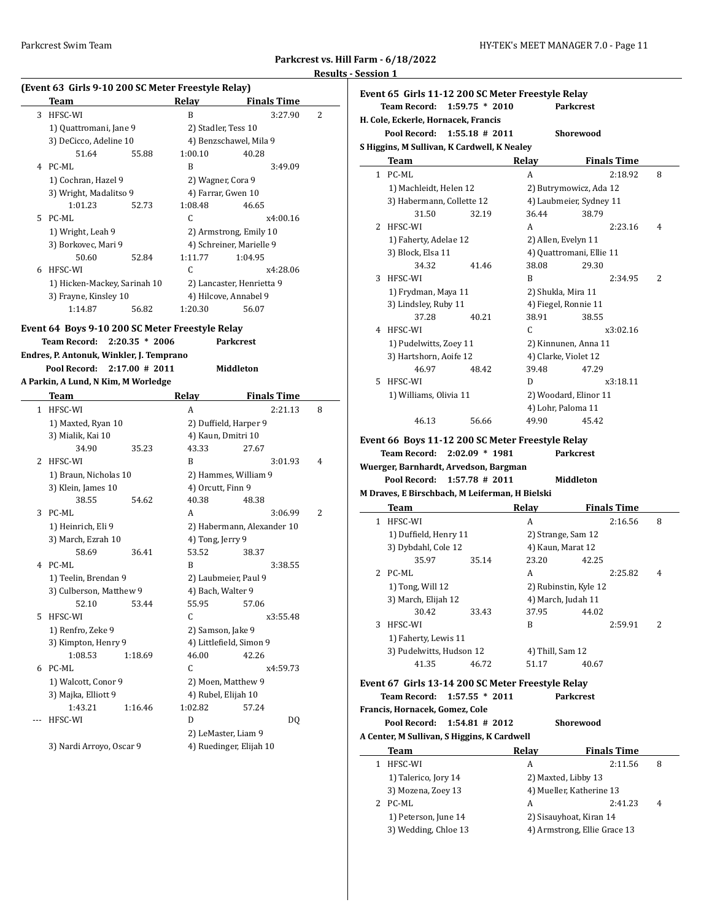Parkcrest vs. Hill Farm - 6/18/2022

Results - Session 1

### (Event 63 Girls 9-10 200 SC Meter Freestyle Relay)

| | Team | Relay | Finals Time | |
|---|---|---|---|---|
| 3 | HFSC-WI | B | 3:27.90 | 2 |
| | 1) Quattromani, Jane 9 | 2) Stadler, Tess 10 | | |
| | 3) DeCicco, Adeline 10 | 4) Benzschawel, Mila 9 | | |
| | 51.64 55.88 | 1:00.10 40.28 | | |
| 4 | PC-ML | B | 3:49.09 | |
| | 1) Cochran, Hazel 9 | 2) Wagner, Cora 9 | | |
| | 3) Wright, Madalitso 9 | 4) Farrar, Gwen 10 | | |
| | 1:01.23 52.73 | 1:08.48 46.65 | | |
| 5 | PC-ML | C | x4:00.16 | |
| | 1) Wright, Leah 9 | 2) Armstrong, Emily 10 | | |
| | 3) Borkovec, Mari 9 | 4) Schreiner, Marielle 9 | | |
| | 50.60 52.84 | 1:11.77 1:04.95 | | |
| 6 | HFSC-WI | C | x4:28.06 | |
| | 1) Hicken-Mackey, Sarinah 10 | 2) Lancaster, Henrietta 9 | | |
| | 3) Frayne, Kinsley 10 | 4) Hilcove, Annabel 9 | | |
| | 1:14.87 56.82 | 1:20.30 56.07 | | |

### Event 64 Boys 9-10 200 SC Meter Freestyle Relay

**Team Record: 2:20.35 * 2006 Parkcrest**

**Endres, P. Antonuk, Winkler, J. Temprano**

**Pool Record: 2:17.00 # 2011 Middleton**

**A Parkin, A Lund, N Kim, M Worledge**

| | Team | Relay | Finals Time | |
|---|---|---|---|---|
| 1 | HFSC-WI | A | 2:21.13 | 8 |
| | 1) Maxted, Ryan 10 | 2) Duffield, Harper 9 | | |
| | 3) Mialik, Kai 10 | 4) Kaun, Dmitri 10 | | |
| | 34.90 35.23 | 43.33 27.67 | | |
| 2 | HFSC-WI | B | 3:01.93 | 4 |
| | 1) Braun, Nicholas 10 | 2) Hammes, William 9 | | |
| | 3) Klein, James 10 | 4) Orcutt, Finn 9 | | |
| | 38.55 54.62 | 40.38 48.38 | | |
| 3 | PC-ML | A | 3:06.99 | 2 |
| | 1) Heinrich, Eli 9 | 2) Habermann, Alexander 10 | | |
| | 3) March, Ezrah 10 | 4) Tong, Jerry 9 | | |
| | 58.69 36.41 | 53.52 38.37 | | |
| 4 | PC-ML | B | 3:38.55 | |
| | 1) Teelin, Brendan 9 | 2) Laubmeier, Paul 9 | | |
| | 3) Culberson, Matthew 9 | 4) Bach, Walter 9 | | |
| | 52.10 53.44 | 55.95 57.06 | | |
| 5 | HFSC-WI | C | x3:55.48 | |
| | 1) Renfro, Zeke 9 | 2) Samson, Jake 9 | | |
| | 3) Kimpton, Henry 9 | 4) Littlefield, Simon 9 | | |
| | 1:08.53 1:18.69 | 46.00 42.26 | | |
| 6 | PC-ML | C | x4:59.73 | |
| | 1) Walcott, Conor 9 | 2) Moen, Matthew 9 | | |
| | 3) Majka, Elliott 9 | 4) Rubel, Elijah 10 | | |
| | 1:43.21 1:16.46 | 1:02.82 57.24 | | |
| --- | HFSC-WI | D | DQ | |
| | | 2) LeMaster, Liam 9 | | |
| | 3) Nardi Arroyo, Oscar 9 | 4) Ruedinger, Elijah 10 | | |

### Event 65 Girls 11-12 200 SC Meter Freestyle Relay

**Team Record: 1:59.75 * 2010 Parkcrest**

**H. Cole, Eckerle, Hornacek, Francis**

**Pool Record: 1:55.18 # 2011 Shorewood**

**S Higgins, M Sullivan, K Cardwell, K Nealey**

| | Team | Relay | Finals Time | |
|---|---|---|---|---|
| 1 | PC-ML | A | 2:18.92 | 8 |
| | 1) Machleidt, Helen 12 | 2) Butrymowicz, Ada 12 | | |
| | 3) Habermann, Collette 12 | 4) Laubmeier, Sydney 11 | | |
| | 31.50 32.19 | 36.44 38.79 | | |
| 2 | HFSC-WI | A | 2:23.16 | 4 |
| | 1) Faherty, Adelae 12 | 2) Allen, Evelyn 11 | | |
| | 3) Block, Elsa 11 | 4) Quattromani, Ellie 11 | | |
| | 34.32 41.46 | 38.08 29.30 | | |
| 3 | HFSC-WI | B | 2:34.95 | 2 |
| | 1) Frydman, Maya 11 | 2) Shukla, Mira 11 | | |
| | 3) Lindsley, Ruby 11 | 4) Fiegel, Ronnie 11 | | |
| | 37.28 40.21 | 38.91 38.55 | | |
| 4 | HFSC-WI | C | x3:02.16 | |
| | 1) Pudelwitts, Zoey 11 | 2) Kinnunen, Anna 11 | | |
| | 3) Hartshorn, Aoife 12 | 4) Clarke, Violet 12 | | |
| | 46.97 48.42 | 39.48 47.29 | | |
| 5 | HFSC-WI | D | x3:18.11 | |
| | 1) Williams, Olivia 11 | 2) Woodard, Elinor 11 | | |
| | | 4) Lohr, Paloma 11 | | |
| | 46.13 56.66 | 49.90 45.42 | | |

### Event 66 Boys 11-12 200 SC Meter Freestyle Relay

**Team Record: 2:02.09 * 1981 Parkcrest**

**Wuerger, Barnhardt, Arvedson, Bargman**

**Pool Record: 1:57.78 # 2011 Middleton**

**M Draves, E Birschbach, M Leiferman, H Bielski**

| | Team | Relay | Finals Time | |
|---|---|---|---|---|
| 1 | HFSC-WI | A | 2:16.56 | 8 |
| | 1) Duffield, Henry 11 | 2) Strange, Sam 12 | | |
| | 3) Dybdahl, Cole 12 | 4) Kaun, Marat 12 | | |
| | 35.97 35.14 | 23.20 42.25 | | |
| 2 | PC-ML | A | 2:25.82 | 4 |
| | 1) Tong, Will 12 | 2) Rubinstin, Kyle 12 | | |
| | 3) March, Elijah 12 | 4) March, Judah 11 | | |
| | 30.42 33.43 | 37.95 44.02 | | |
| 3 | HFSC-WI | B | 2:59.91 | 2 |
| | 1) Faherty, Lewis 11 | | | |
| | 3) Pudelwitts, Hudson 12 | 4) Thill, Sam 12 | | |
| | 41.35 46.72 | 51.17 40.67 | | |

### Event 67 Girls 13-14 200 SC Meter Freestyle Relay

**Team Record: 1:57.55 * 2011 Parkcrest**

**Francis, Hornacek, Gomez, Cole**

**Pool Record: 1:54.81 # 2012 Shorewood**

**A Center, M Sullivan, S Higgins, K Cardwell**

| | Team | Relay | Finals Time | |
|---|---|---|---|---|
| 1 | HFSC-WI | A | 2:11.56 | 8 |
| | 1) Talerico, Jory 14 | 2) Maxted, Libby 13 | | |
| | 3) Mozena, Zoey 13 | 4) Mueller, Katherine 13 | | |
| 2 | PC-ML | A | 2:41.23 | 4 |
| | 1) Peterson, June 14 | 2) Sisauyhoat, Kiran 14 | | |
| | 3) Wedding, Chloe 13 | 4) Armstrong, Ellie Grace 13 | | |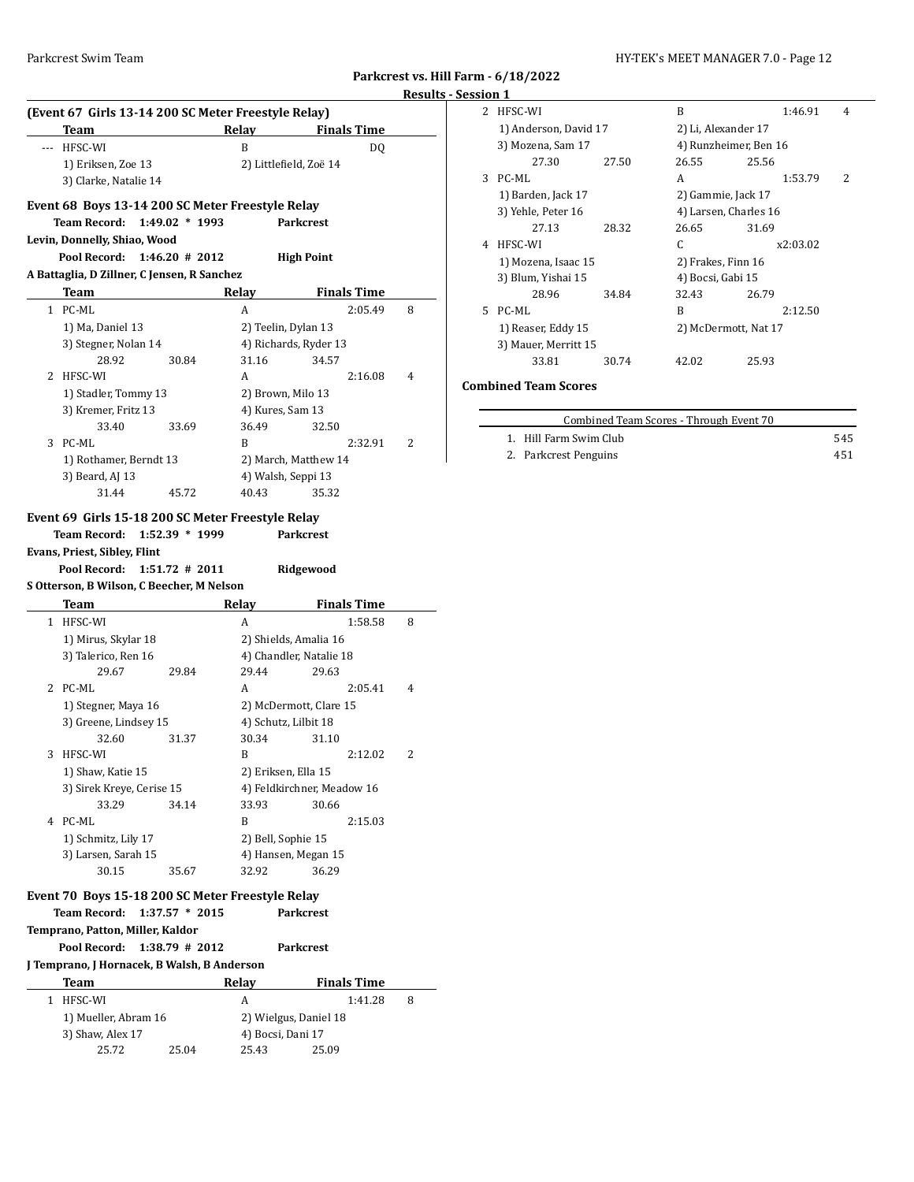## Parkcrest vs. Hill Farm - 6/18/2022

### Results - Session 1

**(Event 67 Girls 13-14 200 SC Meter Freestyle Relay)**

| | Team | Relay | Finals Time | |
|---|---|---|---|---|
| --- | HFSC-WI | B | DQ | |
| | 1) Eriksen, Zoe 13 | 2) Littlefield, Zoë 14 | | |
| | 3) Clarke, Natalie 14 | | | |

**Event 68 Boys 13-14 200 SC Meter Freestyle Relay**

Team Record: 1:49.02 * 1993 Parkcrest
Levin, Donnelly, Shiao, Wood
Pool Record: 1:46.20 # 2012 High Point
A Battaglia, D Zillner, C Jensen, R Sanchez

| | Team | | Relay | Finals Time | |
|---|---|---|---|---|---|
| 1 | PC-ML | | A | 2:05.49 | 8 |
| | 1) Ma, Daniel 13 | | 2) Teelin, Dylan 13 | | |
| | 3) Stegner, Nolan 14 | | 4) Richards, Ryder 13 | | |
| | 28.92 | 30.84 | 31.16 | 34.57 | |
| 2 | HFSC-WI | | A | 2:16.08 | 4 |
| | 1) Stadler, Tommy 13 | | 2) Brown, Milo 13 | | |
| | 3) Kremer, Fritz 13 | | 4) Kures, Sam 13 | | |
| | 33.40 | 33.69 | 36.49 | 32.50 | |
| 3 | PC-ML | | B | 2:32.91 | 2 |
| | 1) Rothamer, Berndt 13 | | 2) March, Matthew 14 | | |
| | 3) Beard, AJ 13 | | 4) Walsh, Seppi 13 | | |
| | 31.44 | 45.72 | 40.43 | 35.32 | |

**Event 69 Girls 15-18 200 SC Meter Freestyle Relay**

Team Record: 1:52.39 * 1999 Parkcrest
Evans, Priest, Sibley, Flint
Pool Record: 1:51.72 # 2011 Ridgewood
S Otterson, B Wilson, C Beecher, M Nelson

| | Team | | Relay | Finals Time | |
|---|---|---|---|---|---|
| 1 | HFSC-WI | | A | 1:58.58 | 8 |
| | 1) Mirus, Skylar 18 | | 2) Shields, Amalia 16 | | |
| | 3) Talerico, Ren 16 | | 4) Chandler, Natalie 18 | | |
| | 29.67 | 29.84 | 29.44 | 29.63 | |
| 2 | PC-ML | | A | 2:05.41 | 4 |
| | 1) Stegner, Maya 16 | | 2) McDermott, Clare 15 | | |
| | 3) Greene, Lindsey 15 | | 4) Schutz, Lilbit 18 | | |
| | 32.60 | 31.37 | 30.34 | 31.10 | |
| 3 | HFSC-WI | | B | 2:12.02 | 2 |
| | 1) Shaw, Katie 15 | | 2) Eriksen, Ella 15 | | |
| | 3) Sirek Kreye, Cerise 15 | | 4) Feldkirchner, Meadow 16 | | |
| | 33.29 | 34.14 | 33.93 | 30.66 | |
| 4 | PC-ML | | B | 2:15.03 | |
| | 1) Schmitz, Lily 17 | | 2) Bell, Sophie 15 | | |
| | 3) Larsen, Sarah 15 | | 4) Hansen, Megan 15 | | |
| | 30.15 | 35.67 | 32.92 | 36.29 | |

**Event 70 Boys 15-18 200 SC Meter Freestyle Relay**

Team Record: 1:37.57 * 2015 Parkcrest
Temprano, Patton, Miller, Kaldor
Pool Record: 1:38.79 # 2012 Parkcrest
J Temprano, J Hornacek, B Walsh, B Anderson

| | Team | | Relay | Finals Time | |
|---|---|---|---|---|---|
| 1 | HFSC-WI | | A | 1:41.28 | 8 |
| | 1) Mueller, Abram 16 | | 2) Wielgus, Daniel 18 | | |
| | 3) Shaw, Alex 17 | | 4) Bocsi, Dani 17 | | |
| | 25.72 | 25.04 | 25.43 | 25.09 | |
| 2 | HFSC-WI | | B | 1:46.91 | 4 |
| | 1) Anderson, David 17 | | 2) Li, Alexander 17 | | |
| | 3) Mozena, Sam 17 | | 4) Runzheimer, Ben 16 | | |
| | 27.30 | 27.50 | 26.55 | 25.56 | |
| 3 | PC-ML | | A | 1:53.79 | 2 |
| | 1) Barden, Jack 17 | | 2) Gammie, Jack 17 | | |
| | 3) Yehle, Peter 16 | | 4) Larsen, Charles 16 | | |
| | 27.13 | 28.32 | 26.65 | 31.69 | |
| 4 | HFSC-WI | | C | x2:03.02 | |
| | 1) Mozena, Isaac 15 | | 2) Frakes, Finn 16 | | |
| | 3) Blum, Yishai 15 | | 4) Bocsi, Gabi 15 | | |
| | 28.96 | 34.84 | 32.43 | 26.79 | |
| 5 | PC-ML | | B | 2:12.50 | |
| | 1) Reaser, Eddy 15 | | 2) McDermott, Nat 17 | | |
| | 3) Mauer, Merritt 15 | | | | |
| | 33.81 | 30.74 | 42.02 | 25.93 | |

### Combined Team Scores

| Combined Team Scores - Through Event 70 | |
|---|---|
| 1. Hill Farm Swim Club | 545 |
| 2. Parkcrest Penguins | 451 |